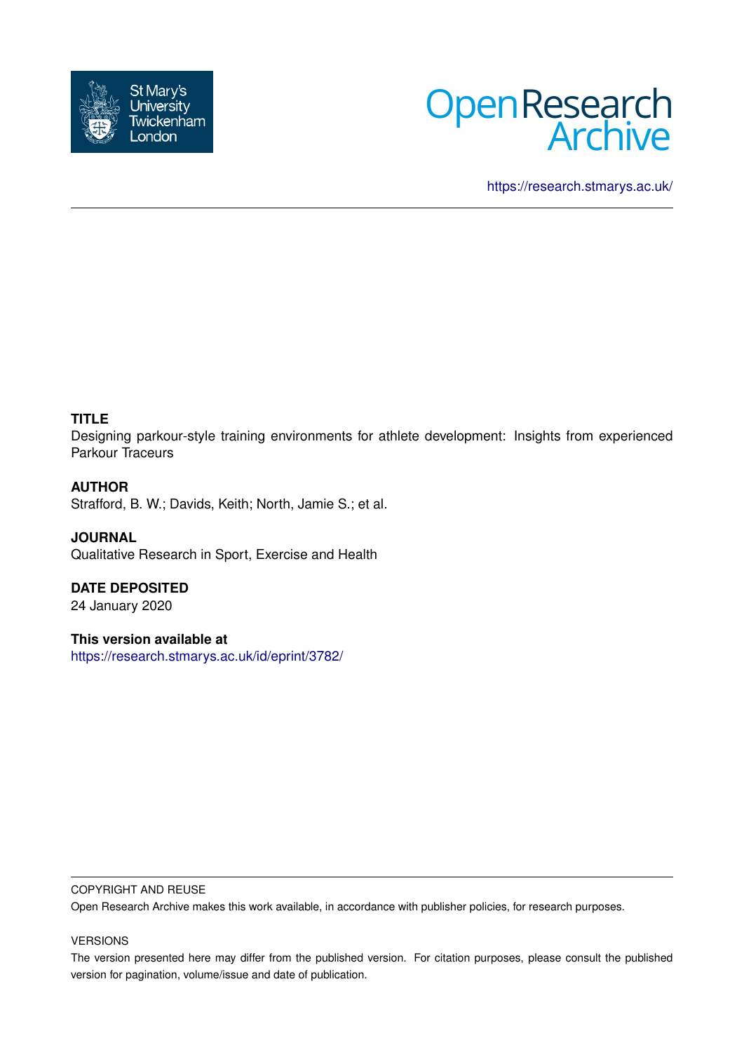St Mary's University Twickenham London

Open Research Archive

https://research.stmarys.ac.uk/

**TITLE**

Designing parkour-style training environments for athlete development: Insights from experienced Parkour Traceurs

**AUTHOR**

Strafford, B. W.; Davids, Keith; North, Jamie S.; et al.

**JOURNAL**

Qualitative Research in Sport, Exercise and Health

**DATE DEPOSITED**

24 January 2020

**This version available at**

https://research.stmarys.ac.uk/id/eprint/3782/

COPYRIGHT AND REUSE

Open Research Archive makes this work available, in accordance with publisher policies, for research purposes.

VERSIONS

The version presented here may differ from the published version. For citation purposes, please consult the published version for pagination, volume/issue and date of publication.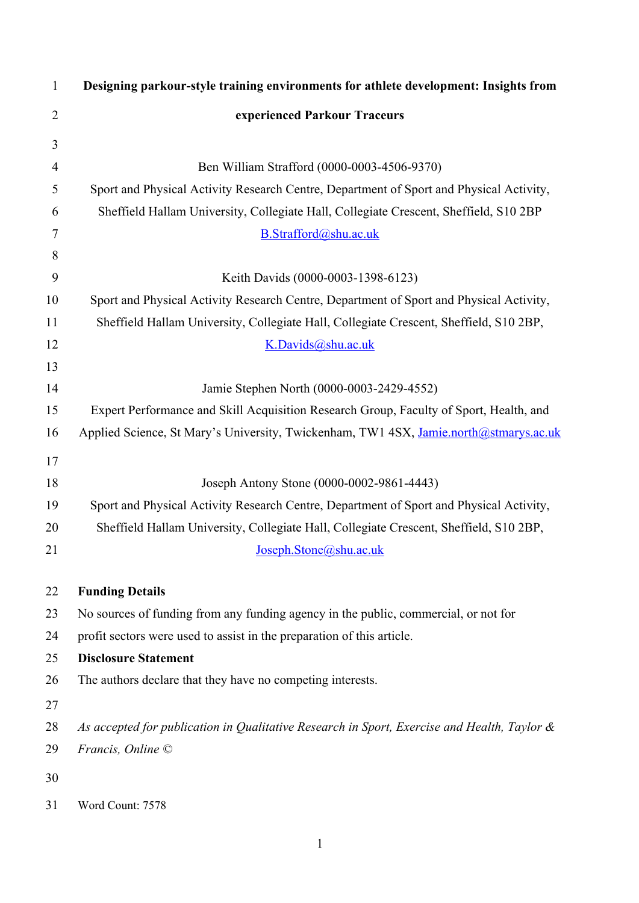# Designing parkour-style training environments for athlete development: Insights from experienced Parkour Traceurs

Ben William Strafford (0000-0003-4506-9370)
Sport and Physical Activity Research Centre, Department of Sport and Physical Activity, Sheffield Hallam University, Collegiate Hall, Collegiate Crescent, Sheffield, S10 2BP
B.Strafford@shu.ac.uk

Keith Davids (0000-0003-1398-6123)
Sport and Physical Activity Research Centre, Department of Sport and Physical Activity, Sheffield Hallam University, Collegiate Hall, Collegiate Crescent, Sheffield, S10 2BP,
K.Davids@shu.ac.uk

Jamie Stephen North (0000-0003-2429-4552)
Expert Performance and Skill Acquisition Research Group, Faculty of Sport, Health, and Applied Science, St Mary's University, Twickenham, TW1 4SX, Jamie.north@stmarys.ac.uk

Joseph Antony Stone (0000-0002-9861-4443)
Sport and Physical Activity Research Centre, Department of Sport and Physical Activity, Sheffield Hallam University, Collegiate Hall, Collegiate Crescent, Sheffield, S10 2BP,
Joseph.Stone@shu.ac.uk

**Funding Details**

No sources of funding from any funding agency in the public, commercial, or not for profit sectors were used to assist in the preparation of this article.

**Disclosure Statement**

The authors declare that they have no competing interests.

*As accepted for publication in Qualitative Research in Sport, Exercise and Health, Taylor & Francis, Online ©*

Word Count: 7578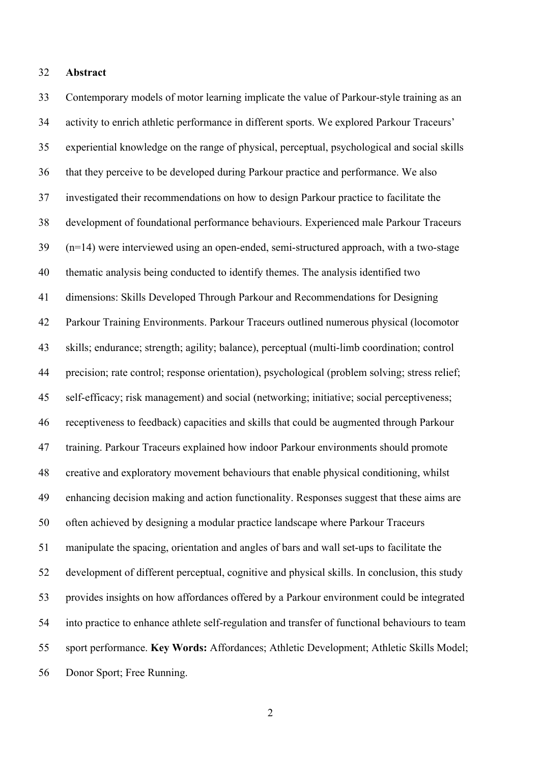## Abstract

Contemporary models of motor learning implicate the value of Parkour-style training as an activity to enrich athletic performance in different sports. We explored Parkour Traceurs' experiential knowledge on the range of physical, perceptual, psychological and social skills that they perceive to be developed during Parkour practice and performance. We also investigated their recommendations on how to design Parkour practice to facilitate the development of foundational performance behaviours. Experienced male Parkour Traceurs (n=14) were interviewed using an open-ended, semi-structured approach, with a two-stage thematic analysis being conducted to identify themes. The analysis identified two dimensions: Skills Developed Through Parkour and Recommendations for Designing Parkour Training Environments. Parkour Traceurs outlined numerous physical (locomotor skills; endurance; strength; agility; balance), perceptual (multi-limb coordination; control precision; rate control; response orientation), psychological (problem solving; stress relief; self-efficacy; risk management) and social (networking; initiative; social perceptiveness; receptiveness to feedback) capacities and skills that could be augmented through Parkour training. Parkour Traceurs explained how indoor Parkour environments should promote creative and exploratory movement behaviours that enable physical conditioning, whilst enhancing decision making and action functionality. Responses suggest that these aims are often achieved by designing a modular practice landscape where Parkour Traceurs manipulate the spacing, orientation and angles of bars and wall set-ups to facilitate the development of different perceptual, cognitive and physical skills. In conclusion, this study provides insights on how affordances offered by a Parkour environment could be integrated into practice to enhance athlete self-regulation and transfer of functional behaviours to team sport performance. **Key Words:** Affordances; Athletic Development; Athletic Skills Model; Donor Sport; Free Running.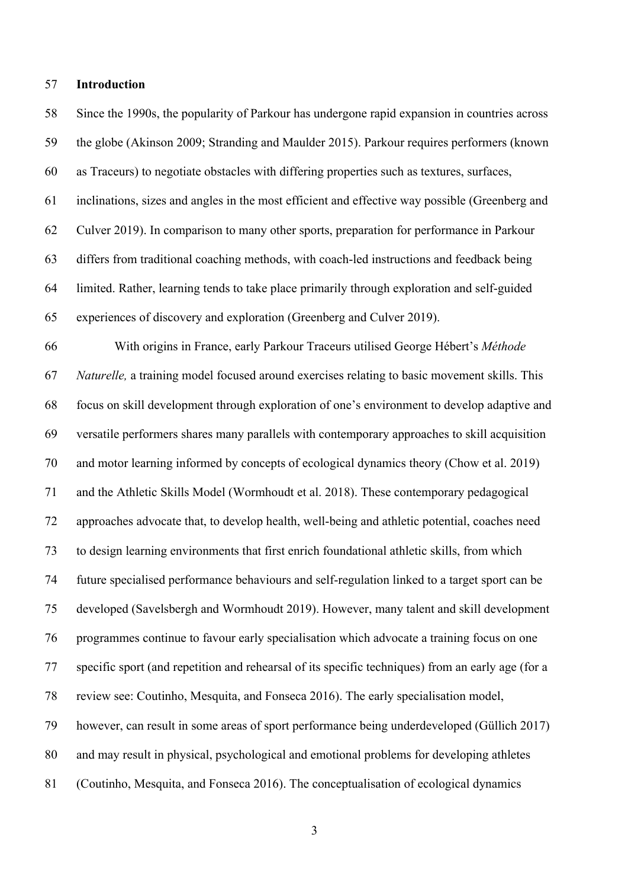## Introduction

Since the 1990s, the popularity of Parkour has undergone rapid expansion in countries across the globe (Akinson 2009; Stranding and Maulder 2015). Parkour requires performers (known as Traceurs) to negotiate obstacles with differing properties such as textures, surfaces, inclinations, sizes and angles in the most efficient and effective way possible (Greenberg and Culver 2019). In comparison to many other sports, preparation for performance in Parkour differs from traditional coaching methods, with coach-led instructions and feedback being limited. Rather, learning tends to take place primarily through exploration and self-guided experiences of discovery and exploration (Greenberg and Culver 2019).

With origins in France, early Parkour Traceurs utilised George Hébert's *Méthode Naturelle,* a training model focused around exercises relating to basic movement skills. This focus on skill development through exploration of one's environment to develop adaptive and versatile performers shares many parallels with contemporary approaches to skill acquisition and motor learning informed by concepts of ecological dynamics theory (Chow et al. 2019) and the Athletic Skills Model (Wormhoudt et al. 2018). These contemporary pedagogical approaches advocate that, to develop health, well-being and athletic potential, coaches need to design learning environments that first enrich foundational athletic skills, from which future specialised performance behaviours and self-regulation linked to a target sport can be developed (Savelsbergh and Wormhoudt 2019). However, many talent and skill development programmes continue to favour early specialisation which advocate a training focus on one specific sport (and repetition and rehearsal of its specific techniques) from an early age (for a review see: Coutinho, Mesquita, and Fonseca 2016). The early specialisation model, however, can result in some areas of sport performance being underdeveloped (Güllich 2017) and may result in physical, psychological and emotional problems for developing athletes (Coutinho, Mesquita, and Fonseca 2016). The conceptualisation of ecological dynamics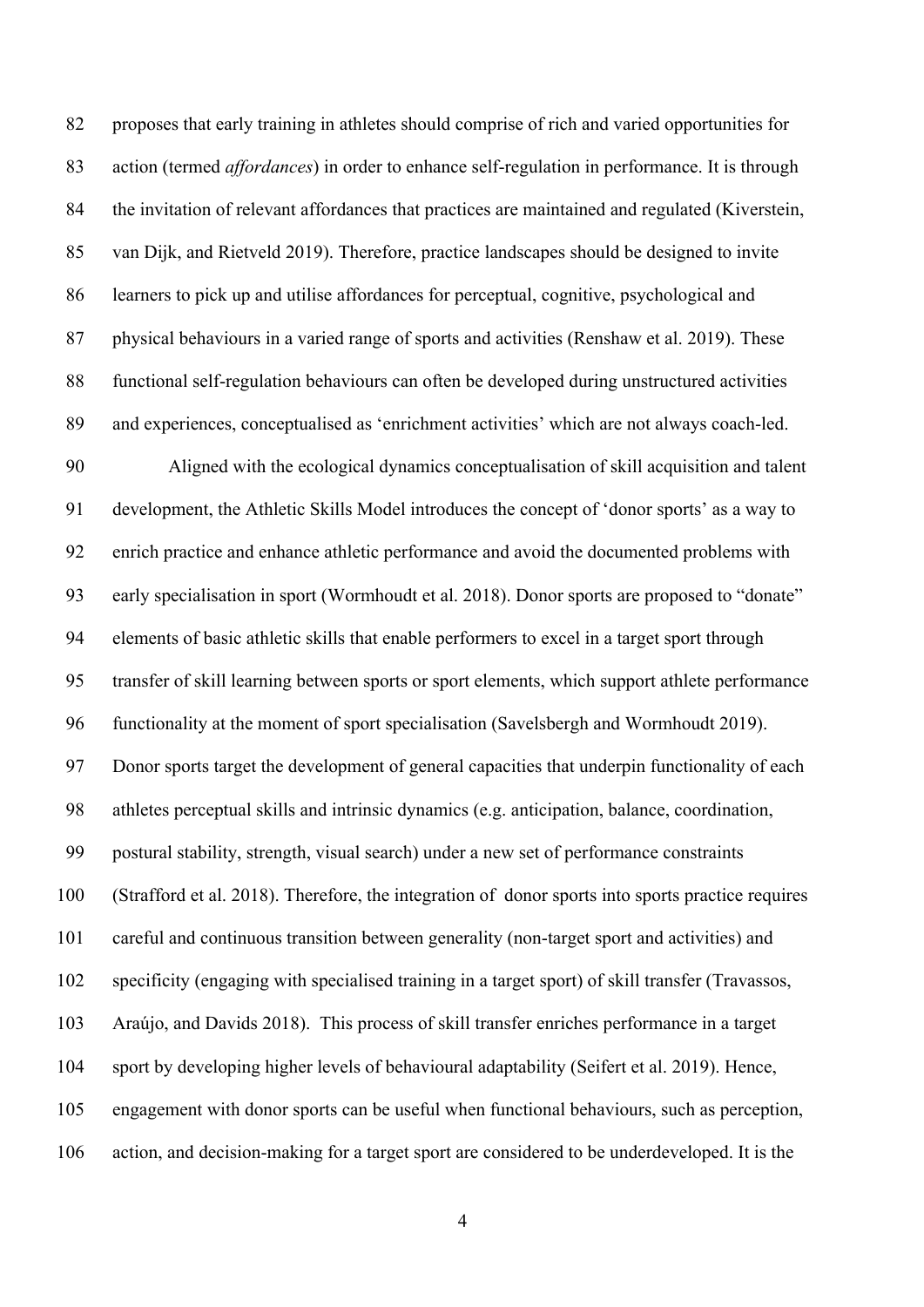proposes that early training in athletes should comprise of rich and varied opportunities for action (termed *affordances*) in order to enhance self-regulation in performance. It is through the invitation of relevant affordances that practices are maintained and regulated (Kiverstein, van Dijk, and Rietveld 2019). Therefore, practice landscapes should be designed to invite learners to pick up and utilise affordances for perceptual, cognitive, psychological and physical behaviours in a varied range of sports and activities (Renshaw et al. 2019). These functional self-regulation behaviours can often be developed during unstructured activities and experiences, conceptualised as 'enrichment activities' which are not always coach-led.

Aligned with the ecological dynamics conceptualisation of skill acquisition and talent development, the Athletic Skills Model introduces the concept of 'donor sports' as a way to enrich practice and enhance athletic performance and avoid the documented problems with early specialisation in sport (Wormhoudt et al. 2018). Donor sports are proposed to "donate" elements of basic athletic skills that enable performers to excel in a target sport through transfer of skill learning between sports or sport elements, which support athlete performance functionality at the moment of sport specialisation (Savelsbergh and Wormhoudt 2019). Donor sports target the development of general capacities that underpin functionality of each athletes perceptual skills and intrinsic dynamics (e.g. anticipation, balance, coordination, postural stability, strength, visual search) under a new set of performance constraints (Strafford et al. 2018). Therefore, the integration of donor sports into sports practice requires careful and continuous transition between generality (non-target sport and activities) and specificity (engaging with specialised training in a target sport) of skill transfer (Travassos, Araújo, and Davids 2018). This process of skill transfer enriches performance in a target sport by developing higher levels of behavioural adaptability (Seifert et al. 2019). Hence, engagement with donor sports can be useful when functional behaviours, such as perception, action, and decision-making for a target sport are considered to be underdeveloped. It is the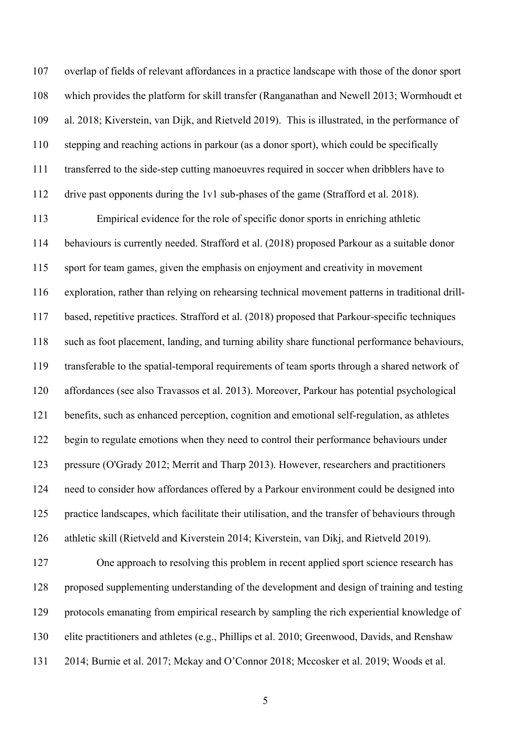overlap of fields of relevant affordances in a practice landscape with those of the donor sport which provides the platform for skill transfer (Ranganathan and Newell 2013; Wormhoudt et al. 2018; Kiverstein, van Dijk, and Rietveld 2019). This is illustrated, in the performance of stepping and reaching actions in parkour (as a donor sport), which could be specifically transferred to the side-step cutting manoeuvres required in soccer when dribblers have to drive past opponents during the 1v1 sub-phases of the game (Strafford et al. 2018).

Empirical evidence for the role of specific donor sports in enriching athletic behaviours is currently needed. Strafford et al. (2018) proposed Parkour as a suitable donor sport for team games, given the emphasis on enjoyment and creativity in movement exploration, rather than relying on rehearsing technical movement patterns in traditional drill-based, repetitive practices. Strafford et al. (2018) proposed that Parkour-specific techniques such as foot placement, landing, and turning ability share functional performance behaviours, transferable to the spatial-temporal requirements of team sports through a shared network of affordances (see also Travassos et al. 2013). Moreover, Parkour has potential psychological benefits, such as enhanced perception, cognition and emotional self-regulation, as athletes begin to regulate emotions when they need to control their performance behaviours under pressure (O'Grady 2012; Merrit and Tharp 2013). However, researchers and practitioners need to consider how affordances offered by a Parkour environment could be designed into practice landscapes, which facilitate their utilisation, and the transfer of behaviours through athletic skill (Rietveld and Kiverstein 2014; Kiverstein, van Dikj, and Rietveld 2019).

One approach to resolving this problem in recent applied sport science research has proposed supplementing understanding of the development and design of training and testing protocols emanating from empirical research by sampling the rich experiential knowledge of elite practitioners and athletes (e.g., Phillips et al. 2010; Greenwood, Davids, and Renshaw 2014; Burnie et al. 2017; Mckay and O'Connor 2018; Mccosker et al. 2019; Woods et al.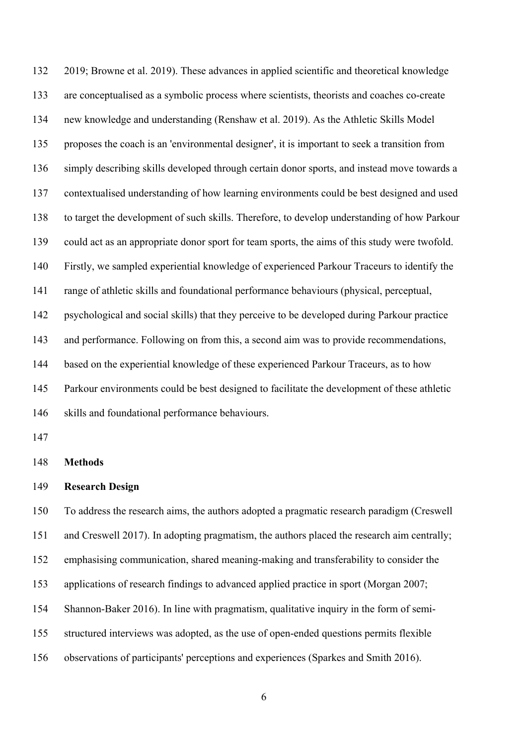2019; Browne et al. 2019). These advances in applied scientific and theoretical knowledge are conceptualised as a symbolic process where scientists, theorists and coaches co-create new knowledge and understanding (Renshaw et al. 2019). As the Athletic Skills Model proposes the coach is an 'environmental designer', it is important to seek a transition from simply describing skills developed through certain donor sports, and instead move towards a contextualised understanding of how learning environments could be best designed and used to target the development of such skills. Therefore, to develop understanding of how Parkour could act as an appropriate donor sport for team sports, the aims of this study were twofold. Firstly, we sampled experiential knowledge of experienced Parkour Traceurs to identify the range of athletic skills and foundational performance behaviours (physical, perceptual, psychological and social skills) that they perceive to be developed during Parkour practice and performance. Following on from this, a second aim was to provide recommendations, based on the experiential knowledge of these experienced Parkour Traceurs, as to how Parkour environments could be best designed to facilitate the development of these athletic skills and foundational performance behaviours.

## Methods

### Research Design

To address the research aims, the authors adopted a pragmatic research paradigm (Creswell and Creswell 2017). In adopting pragmatism, the authors placed the research aim centrally; emphasising communication, shared meaning-making and transferability to consider the applications of research findings to advanced applied practice in sport (Morgan 2007; Shannon-Baker 2016). In line with pragmatism, qualitative inquiry in the form of semi-structured interviews was adopted, as the use of open-ended questions permits flexible observations of participants' perceptions and experiences (Sparkes and Smith 2016).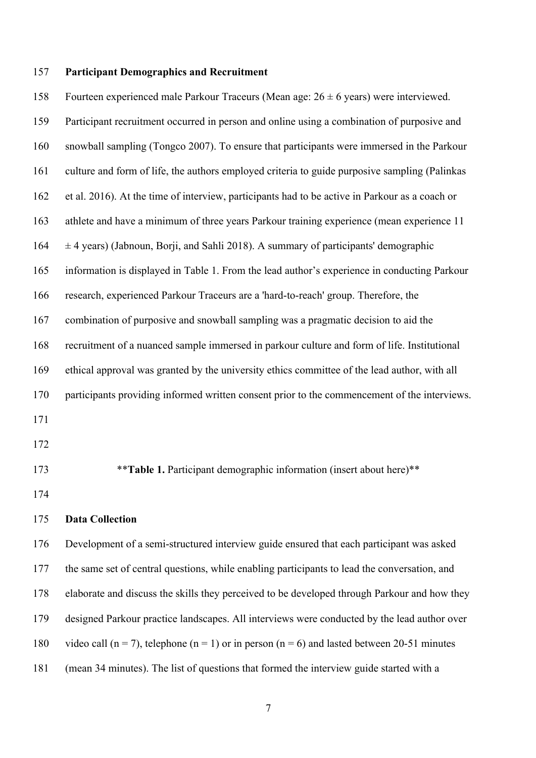**Participant Demographics and Recruitment**

Fourteen experienced male Parkour Traceurs (Mean age: 26 ± 6 years) were interviewed. Participant recruitment occurred in person and online using a combination of purposive and snowball sampling (Tongco 2007). To ensure that participants were immersed in the Parkour culture and form of life, the authors employed criteria to guide purposive sampling (Palinkas et al. 2016). At the time of interview, participants had to be active in Parkour as a coach or athlete and have a minimum of three years Parkour training experience (mean experience 11 ± 4 years) (Jabnoun, Borji, and Sahli 2018). A summary of participants' demographic information is displayed in Table 1. From the lead author's experience in conducting Parkour research, experienced Parkour Traceurs are a 'hard-to-reach' group. Therefore, the combination of purposive and snowball sampling was a pragmatic decision to aid the recruitment of a nuanced sample immersed in parkour culture and form of life. Institutional ethical approval was granted by the university ethics committee of the lead author, with all participants providing informed written consent prior to the commencement of the interviews.

****Table 1.** Participant demographic information (insert about here)**

**Data Collection**

Development of a semi-structured interview guide ensured that each participant was asked the same set of central questions, while enabling participants to lead the conversation, and elaborate and discuss the skills they perceived to be developed through Parkour and how they designed Parkour practice landscapes. All interviews were conducted by the lead author over video call (n = 7), telephone (n = 1) or in person (n = 6) and lasted between 20-51 minutes (mean 34 minutes). The list of questions that formed the interview guide started with a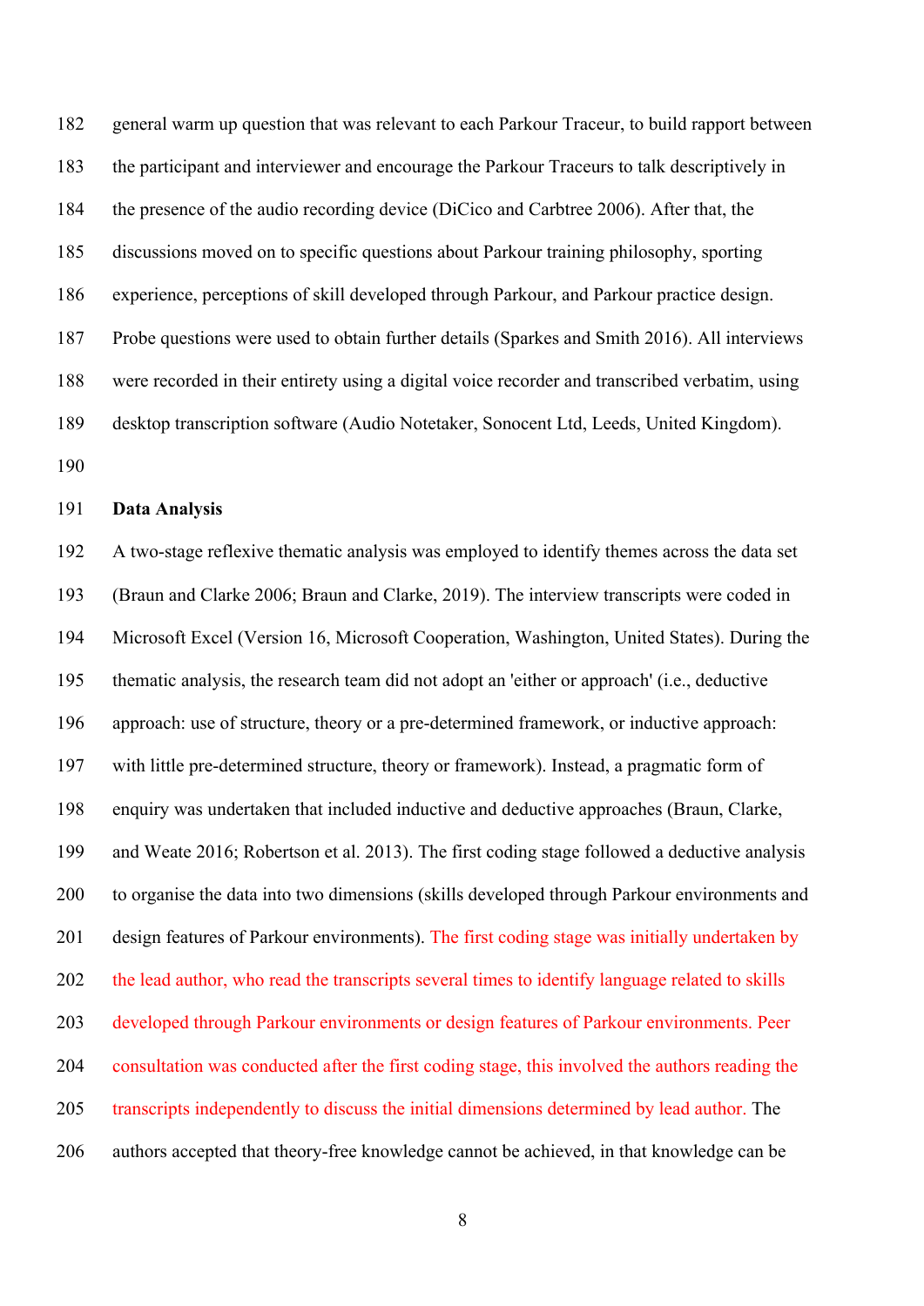general warm up question that was relevant to each Parkour Traceur, to build rapport between the participant and interviewer and encourage the Parkour Traceurs to talk descriptively in the presence of the audio recording device (DiCico and Carbtree 2006). After that, the discussions moved on to specific questions about Parkour training philosophy, sporting experience, perceptions of skill developed through Parkour, and Parkour practice design. Probe questions were used to obtain further details (Sparkes and Smith 2016). All interviews were recorded in their entirety using a digital voice recorder and transcribed verbatim, using desktop transcription software (Audio Notetaker, Sonocent Ltd, Leeds, United Kingdom).

**Data Analysis**

A two-stage reflexive thematic analysis was employed to identify themes across the data set (Braun and Clarke 2006; Braun and Clarke, 2019). The interview transcripts were coded in Microsoft Excel (Version 16, Microsoft Cooperation, Washington, United States). During the thematic analysis, the research team did not adopt an 'either or approach' (i.e., deductive approach: use of structure, theory or a pre-determined framework, or inductive approach: with little pre-determined structure, theory or framework). Instead, a pragmatic form of enquiry was undertaken that included inductive and deductive approaches (Braun, Clarke, and Weate 2016; Robertson et al. 2013). The first coding stage followed a deductive analysis to organise the data into two dimensions (skills developed through Parkour environments and design features of Parkour environments). The first coding stage was initially undertaken by the lead author, who read the transcripts several times to identify language related to skills developed through Parkour environments or design features of Parkour environments. Peer consultation was conducted after the first coding stage, this involved the authors reading the transcripts independently to discuss the initial dimensions determined by lead author. The authors accepted that theory-free knowledge cannot be achieved, in that knowledge can be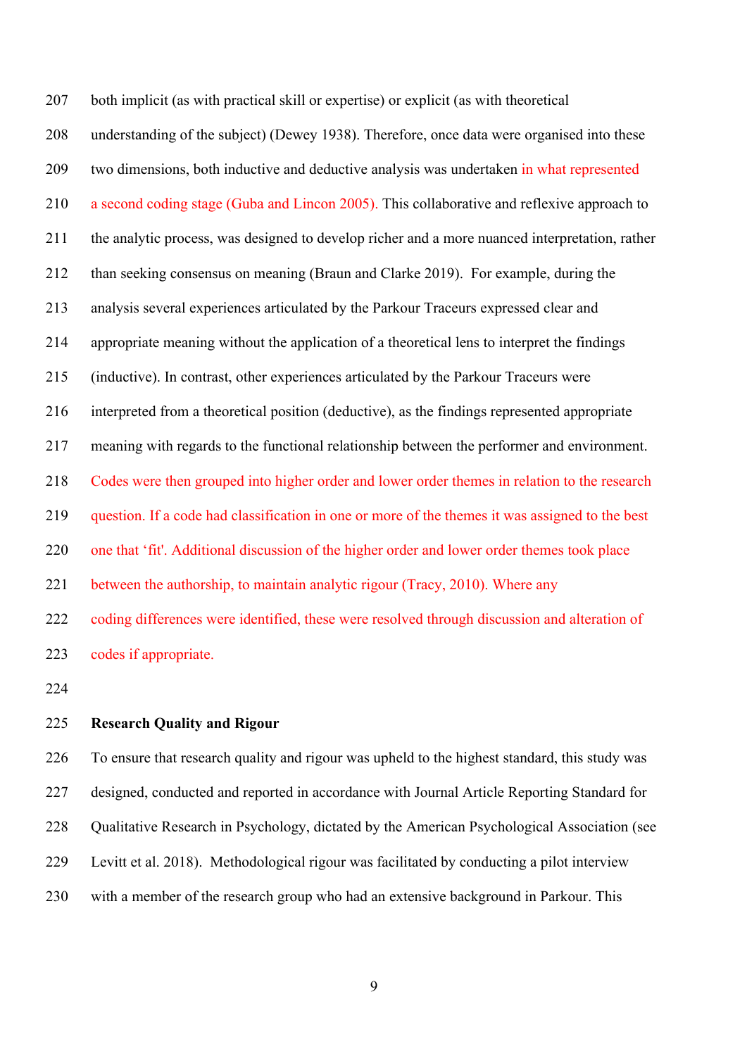both implicit (as with practical skill or expertise) or explicit (as with theoretical understanding of the subject) (Dewey 1938). Therefore, once data were organised into these two dimensions, both inductive and deductive analysis was undertaken in what represented a second coding stage (Guba and Lincon 2005). This collaborative and reflexive approach to the analytic process, was designed to develop richer and a more nuanced interpretation, rather than seeking consensus on meaning (Braun and Clarke 2019). For example, during the analysis several experiences articulated by the Parkour Traceurs expressed clear and appropriate meaning without the application of a theoretical lens to interpret the findings (inductive). In contrast, other experiences articulated by the Parkour Traceurs were interpreted from a theoretical position (deductive), as the findings represented appropriate meaning with regards to the functional relationship between the performer and environment. Codes were then grouped into higher order and lower order themes in relation to the research question. If a code had classification in one or more of the themes it was assigned to the best one that 'fit'. Additional discussion of the higher order and lower order themes took place between the authorship, to maintain analytic rigour (Tracy, 2010). Where any coding differences were identified, these were resolved through discussion and alteration of codes if appropriate.

**Research Quality and Rigour**

To ensure that research quality and rigour was upheld to the highest standard, this study was designed, conducted and reported in accordance with Journal Article Reporting Standard for Qualitative Research in Psychology, dictated by the American Psychological Association (see Levitt et al. 2018). Methodological rigour was facilitated by conducting a pilot interview with a member of the research group who had an extensive background in Parkour. This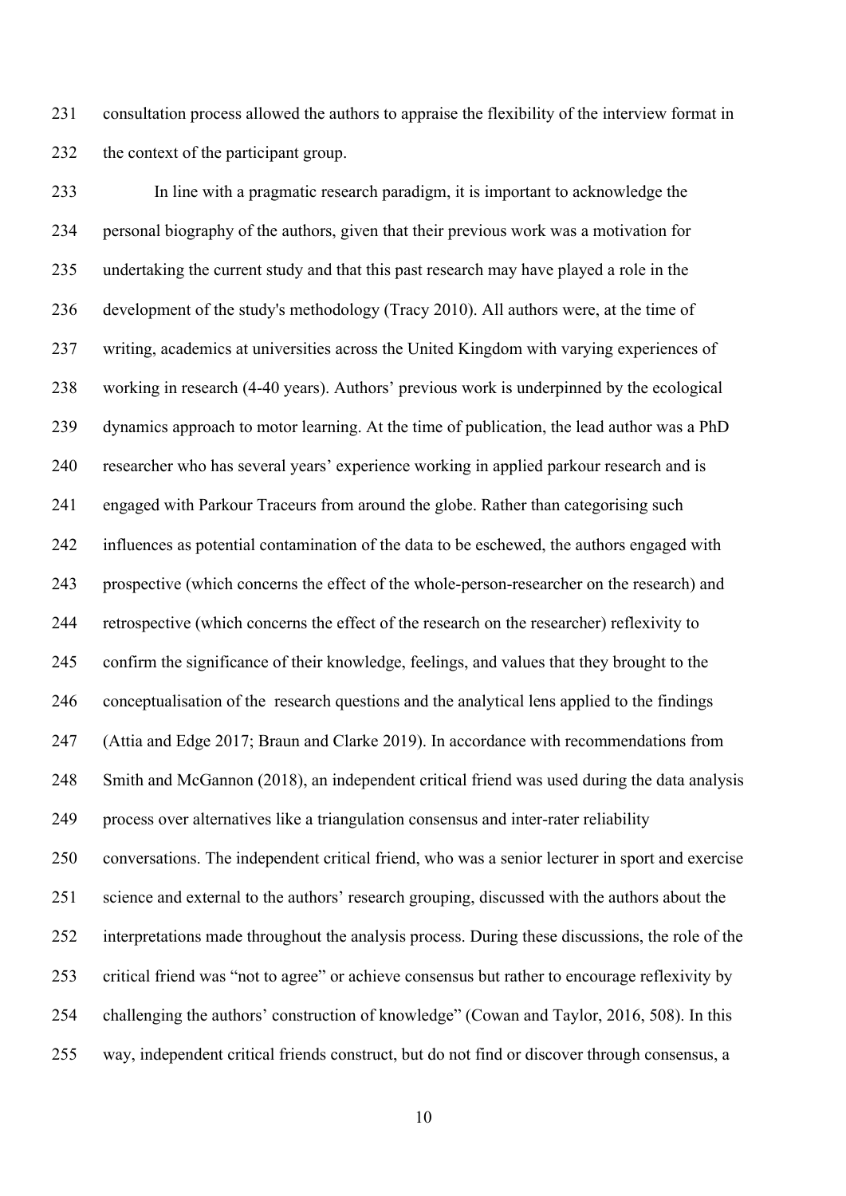consultation process allowed the authors to appraise the flexibility of the interview format in the context of the participant group.

In line with a pragmatic research paradigm, it is important to acknowledge the personal biography of the authors, given that their previous work was a motivation for undertaking the current study and that this past research may have played a role in the development of the study's methodology (Tracy 2010). All authors were, at the time of writing, academics at universities across the United Kingdom with varying experiences of working in research (4-40 years). Authors' previous work is underpinned by the ecological dynamics approach to motor learning. At the time of publication, the lead author was a PhD researcher who has several years' experience working in applied parkour research and is engaged with Parkour Traceurs from around the globe. Rather than categorising such influences as potential contamination of the data to be eschewed, the authors engaged with prospective (which concerns the effect of the whole-person-researcher on the research) and retrospective (which concerns the effect of the research on the researcher) reflexivity to confirm the significance of their knowledge, feelings, and values that they brought to the conceptualisation of the research questions and the analytical lens applied to the findings (Attia and Edge 2017; Braun and Clarke 2019). In accordance with recommendations from Smith and McGannon (2018), an independent critical friend was used during the data analysis process over alternatives like a triangulation consensus and inter-rater reliability conversations. The independent critical friend, who was a senior lecturer in sport and exercise science and external to the authors' research grouping, discussed with the authors about the interpretations made throughout the analysis process. During these discussions, the role of the critical friend was "not to agree" or achieve consensus but rather to encourage reflexivity by challenging the authors' construction of knowledge" (Cowan and Taylor, 2016, 508). In this way, independent critical friends construct, but do not find or discover through consensus, a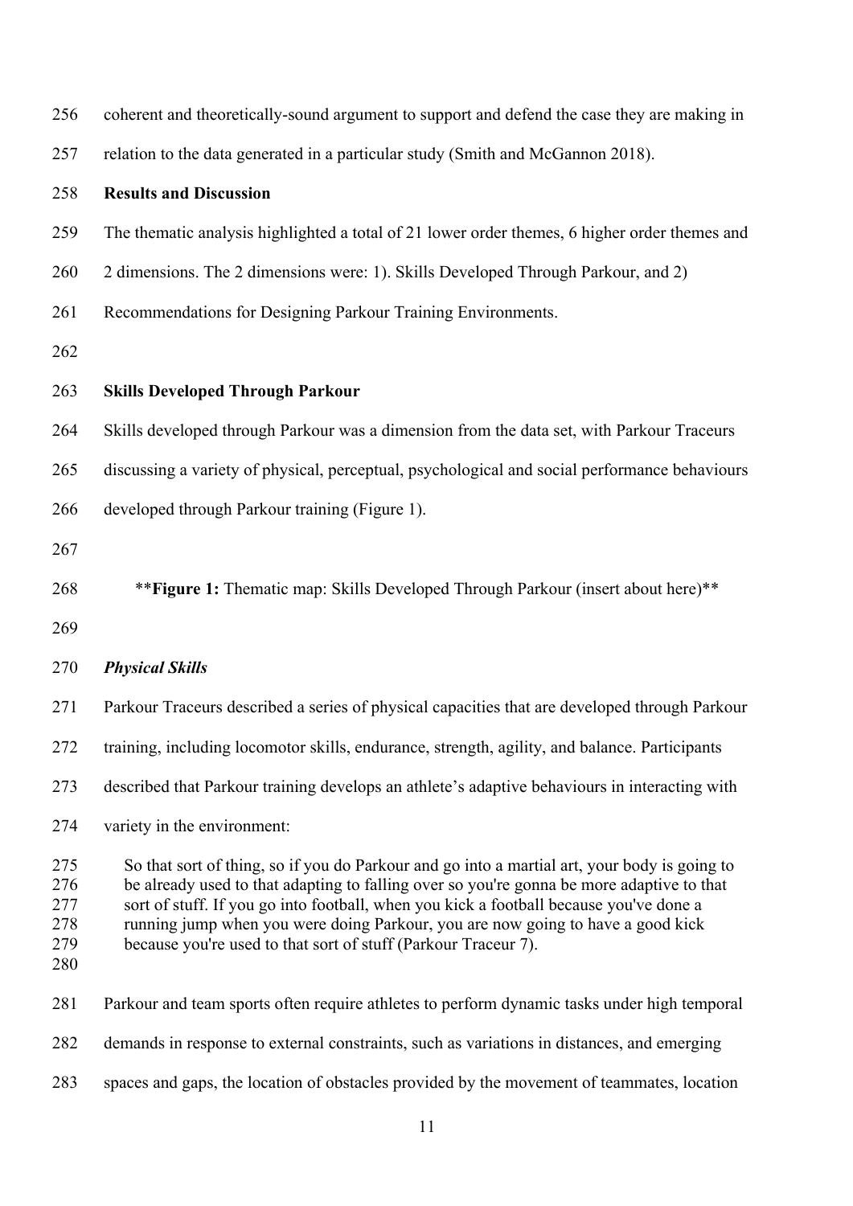coherent and theoretically-sound argument to support and defend the case they are making in relation to the data generated in a particular study (Smith and McGannon 2018).

## Results and Discussion

The thematic analysis highlighted a total of 21 lower order themes, 6 higher order themes and 2 dimensions. The 2 dimensions were: 1). Skills Developed Through Parkour, and 2) Recommendations for Designing Parkour Training Environments.

### Skills Developed Through Parkour

Skills developed through Parkour was a dimension from the data set, with Parkour Traceurs discussing a variety of physical, perceptual, psychological and social performance behaviours developed through Parkour training (Figure 1).

****Figure 1:** Thematic map: Skills Developed Through Parkour (insert about here)**

#### *Physical Skills*

Parkour Traceurs described a series of physical capacities that are developed through Parkour training, including locomotor skills, endurance, strength, agility, and balance. Participants described that Parkour training develops an athlete's adaptive behaviours in interacting with variety in the environment:

> So that sort of thing, so if you do Parkour and go into a martial art, your body is going to be already used to that adapting to falling over so you're gonna be more adaptive to that sort of stuff. If you go into football, when you kick a football because you've done a running jump when you were doing Parkour, you are now going to have a good kick because you're used to that sort of stuff (Parkour Traceur 7).

Parkour and team sports often require athletes to perform dynamic tasks under high temporal demands in response to external constraints, such as variations in distances, and emerging spaces and gaps, the location of obstacles provided by the movement of teammates, location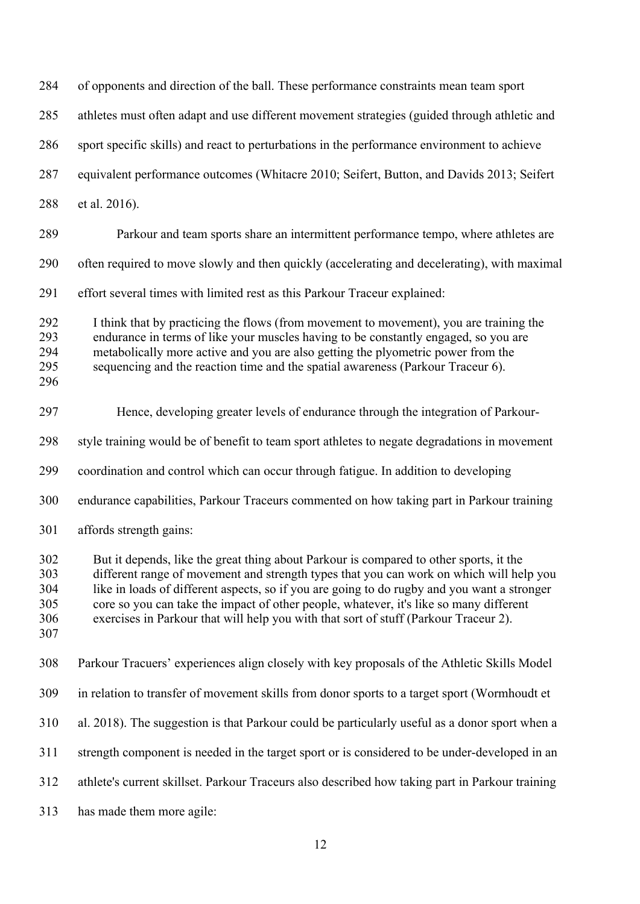of opponents and direction of the ball. These performance constraints mean team sport athletes must often adapt and use different movement strategies (guided through athletic and sport specific skills) and react to perturbations in the performance environment to achieve equivalent performance outcomes (Whitacre 2010; Seifert, Button, and Davids 2013; Seifert et al. 2016).

Parkour and team sports share an intermittent performance tempo, where athletes are often required to move slowly and then quickly (accelerating and decelerating), with maximal effort several times with limited rest as this Parkour Traceur explained:

> I think that by practicing the flows (from movement to movement), you are training the endurance in terms of like your muscles having to be constantly engaged, so you are metabolically more active and you are also getting the plyometric power from the sequencing and the reaction time and the spatial awareness (Parkour Traceur 6).

Hence, developing greater levels of endurance through the integration of Parkour-style training would be of benefit to team sport athletes to negate degradations in movement coordination and control which can occur through fatigue. In addition to developing endurance capabilities, Parkour Traceurs commented on how taking part in Parkour training affords strength gains:

> But it depends, like the great thing about Parkour is compared to other sports, it the different range of movement and strength types that you can work on which will help you like in loads of different aspects, so if you are going to do rugby and you want a stronger core so you can take the impact of other people, whatever, it's like so many different exercises in Parkour that will help you with that sort of stuff (Parkour Traceur 2).

Parkour Tracuers' experiences align closely with key proposals of the Athletic Skills Model in relation to transfer of movement skills from donor sports to a target sport (Wormhoudt et al. 2018). The suggestion is that Parkour could be particularly useful as a donor sport when a strength component is needed in the target sport or is considered to be under-developed in an athlete's current skillset. Parkour Traceurs also described how taking part in Parkour training has made them more agile: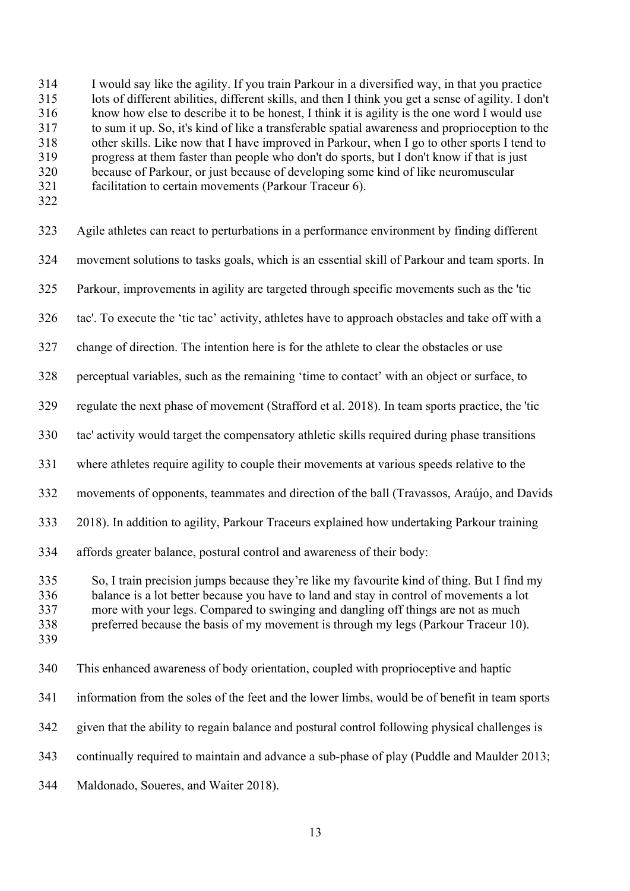> I would say like the agility. If you train Parkour in a diversified way, in that you practice lots of different abilities, different skills, and then I think you get a sense of agility. I don't know how else to describe it to be honest, I think it is agility is the one word I would use to sum it up. So, it's kind of like a transferable spatial awareness and proprioception to the other skills. Like now that I have improved in Parkour, when I go to other sports I tend to progress at them faster than people who don't do sports, but I don't know if that is just because of Parkour, or just because of developing some kind of like neuromuscular facilitation to certain movements (Parkour Traceur 6).

Agile athletes can react to perturbations in a performance environment by finding different movement solutions to tasks goals, which is an essential skill of Parkour and team sports. In Parkour, improvements in agility are targeted through specific movements such as the 'tic tac'. To execute the 'tic tac' activity, athletes have to approach obstacles and take off with a change of direction. The intention here is for the athlete to clear the obstacles or use perceptual variables, such as the remaining 'time to contact' with an object or surface, to regulate the next phase of movement (Strafford et al. 2018). In team sports practice, the 'tic tac' activity would target the compensatory athletic skills required during phase transitions where athletes require agility to couple their movements at various speeds relative to the movements of opponents, teammates and direction of the ball (Travassos, Araújo, and Davids 2018). In addition to agility, Parkour Traceurs explained how undertaking Parkour training affords greater balance, postural control and awareness of their body:

> So, I train precision jumps because they're like my favourite kind of thing. But I find my balance is a lot better because you have to land and stay in control of movements a lot more with your legs. Compared to swinging and dangling off things are not as much preferred because the basis of my movement is through my legs (Parkour Traceur 10).

This enhanced awareness of body orientation, coupled with proprioceptive and haptic information from the soles of the feet and the lower limbs, would be of benefit in team sports given that the ability to regain balance and postural control following physical challenges is continually required to maintain and advance a sub-phase of play (Puddle and Maulder 2013; Maldonado, Soueres, and Waiter 2018).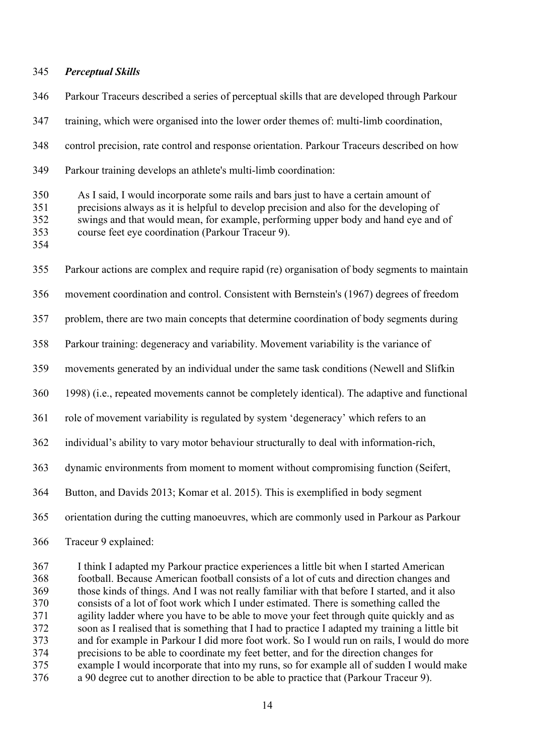### *Perceptual Skills*

Parkour Traceurs described a series of perceptual skills that are developed through Parkour training, which were organised into the lower order themes of: multi-limb coordination, control precision, rate control and response orientation. Parkour Traceurs described on how Parkour training develops an athlete's multi-limb coordination:

> As I said, I would incorporate some rails and bars just to have a certain amount of precisions always as it is helpful to develop precision and also for the developing of swings and that would mean, for example, performing upper body and hand eye and of course feet eye coordination (Parkour Traceur 9).

Parkour actions are complex and require rapid (re) organisation of body segments to maintain movement coordination and control. Consistent with Bernstein's (1967) degrees of freedom problem, there are two main concepts that determine coordination of body segments during Parkour training: degeneracy and variability. Movement variability is the variance of movements generated by an individual under the same task conditions (Newell and Slifkin 1998) (i.e., repeated movements cannot be completely identical). The adaptive and functional role of movement variability is regulated by system 'degeneracy' which refers to an individual's ability to vary motor behaviour structurally to deal with information-rich, dynamic environments from moment to moment without compromising function (Seifert, Button, and Davids 2013; Komar et al. 2015). This is exemplified in body segment orientation during the cutting manoeuvres, which are commonly used in Parkour as Parkour Traceur 9 explained:

> I think I adapted my Parkour practice experiences a little bit when I started American football. Because American football consists of a lot of cuts and direction changes and those kinds of things. And I was not really familiar with that before I started, and it also consists of a lot of foot work which I under estimated. There is something called the agility ladder where you have to be able to move your feet through quite quickly and as soon as I realised that is something that I had to practice I adapted my training a little bit and for example in Parkour I did more foot work. So I would run on rails, I would do more precisions to be able to coordinate my feet better, and for the direction changes for example I would incorporate that into my runs, so for example all of sudden I would make a 90 degree cut to another direction to be able to practice that (Parkour Traceur 9).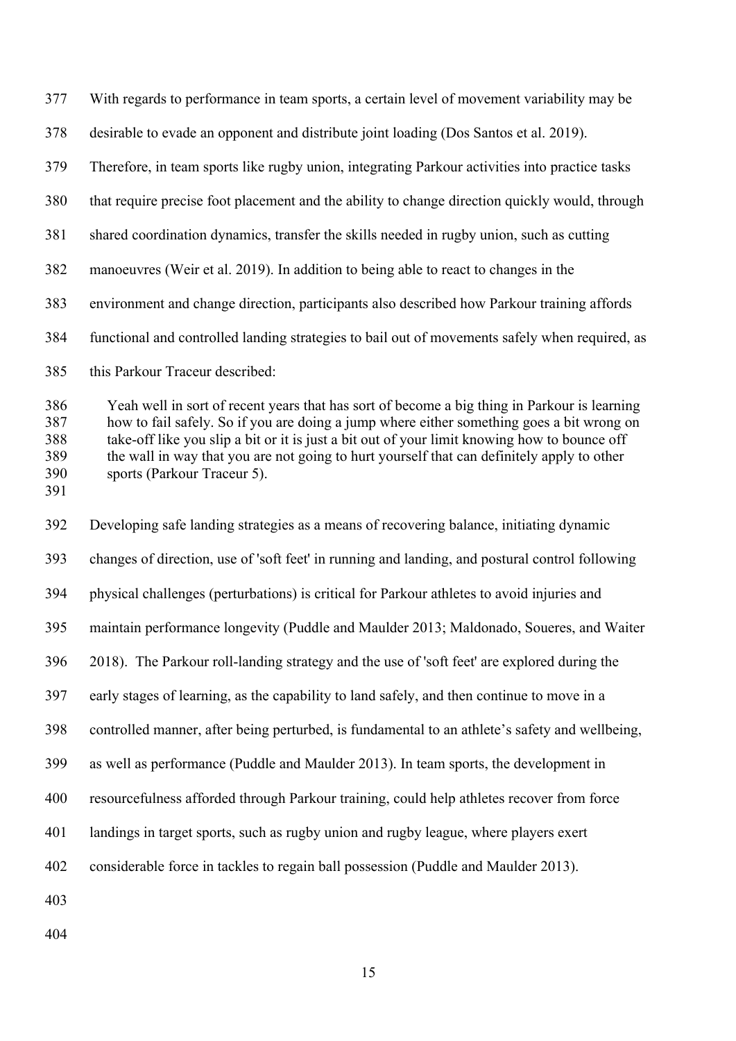With regards to performance in team sports, a certain level of movement variability may be desirable to evade an opponent and distribute joint loading (Dos Santos et al. 2019). Therefore, in team sports like rugby union, integrating Parkour activities into practice tasks that require precise foot placement and the ability to change direction quickly would, through shared coordination dynamics, transfer the skills needed in rugby union, such as cutting manoeuvres (Weir et al. 2019). In addition to being able to react to changes in the environment and change direction, participants also described how Parkour training affords functional and controlled landing strategies to bail out of movements safely when required, as this Parkour Traceur described:

> Yeah well in sort of recent years that has sort of become a big thing in Parkour is learning how to fail safely. So if you are doing a jump where either something goes a bit wrong on take-off like you slip a bit or it is just a bit out of your limit knowing how to bounce off the wall in way that you are not going to hurt yourself that can definitely apply to other sports (Parkour Traceur 5).

Developing safe landing strategies as a means of recovering balance, initiating dynamic changes of direction, use of 'soft feet' in running and landing, and postural control following physical challenges (perturbations) is critical for Parkour athletes to avoid injuries and maintain performance longevity (Puddle and Maulder 2013; Maldonado, Soueres, and Waiter 2018). The Parkour roll-landing strategy and the use of 'soft feet' are explored during the early stages of learning, as the capability to land safely, and then continue to move in a controlled manner, after being perturbed, is fundamental to an athlete's safety and wellbeing, as well as performance (Puddle and Maulder 2013). In team sports, the development in resourcefulness afforded through Parkour training, could help athletes recover from force landings in target sports, such as rugby union and rugby league, where players exert considerable force in tackles to regain ball possession (Puddle and Maulder 2013).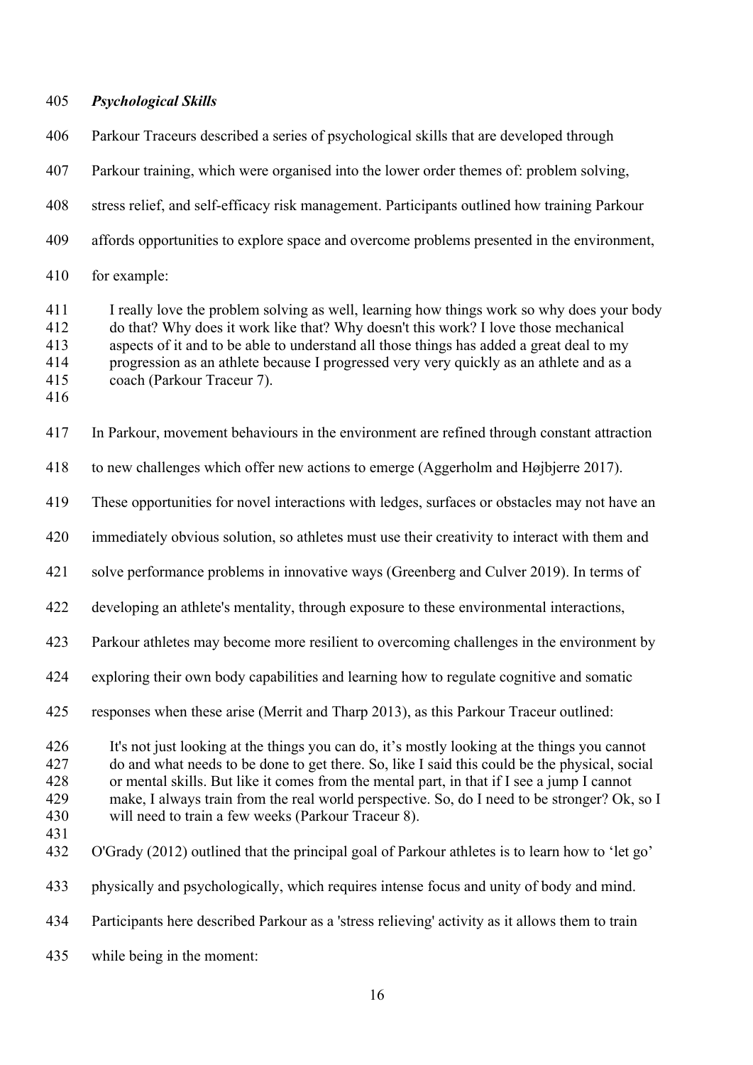***Psychological Skills***

Parkour Traceurs described a series of psychological skills that are developed through Parkour training, which were organised into the lower order themes of: problem solving, stress relief, and self-efficacy risk management. Participants outlined how training Parkour affords opportunities to explore space and overcome problems presented in the environment, for example:

> I really love the problem solving as well, learning how things work so why does your body do that? Why does it work like that? Why doesn't this work? I love those mechanical aspects of it and to be able to understand all those things has added a great deal to my progression as an athlete because I progressed very very quickly as an athlete and as a coach (Parkour Traceur 7).

In Parkour, movement behaviours in the environment are refined through constant attraction to new challenges which offer new actions to emerge (Aggerholm and Højbjerre 2017). These opportunities for novel interactions with ledges, surfaces or obstacles may not have an immediately obvious solution, so athletes must use their creativity to interact with them and solve performance problems in innovative ways (Greenberg and Culver 2019). In terms of developing an athlete's mentality, through exposure to these environmental interactions, Parkour athletes may become more resilient to overcoming challenges in the environment by exploring their own body capabilities and learning how to regulate cognitive and somatic responses when these arise (Merrit and Tharp 2013), as this Parkour Traceur outlined:

> It's not just looking at the things you can do, it's mostly looking at the things you cannot do and what needs to be done to get there. So, like I said this could be the physical, social or mental skills. But like it comes from the mental part, in that if I see a jump I cannot make, I always train from the real world perspective. So, do I need to be stronger? Ok, so I will need to train a few weeks (Parkour Traceur 8).

O'Grady (2012) outlined that the principal goal of Parkour athletes is to learn how to 'let go' physically and psychologically, which requires intense focus and unity of body and mind. Participants here described Parkour as a 'stress relieving' activity as it allows them to train while being in the moment: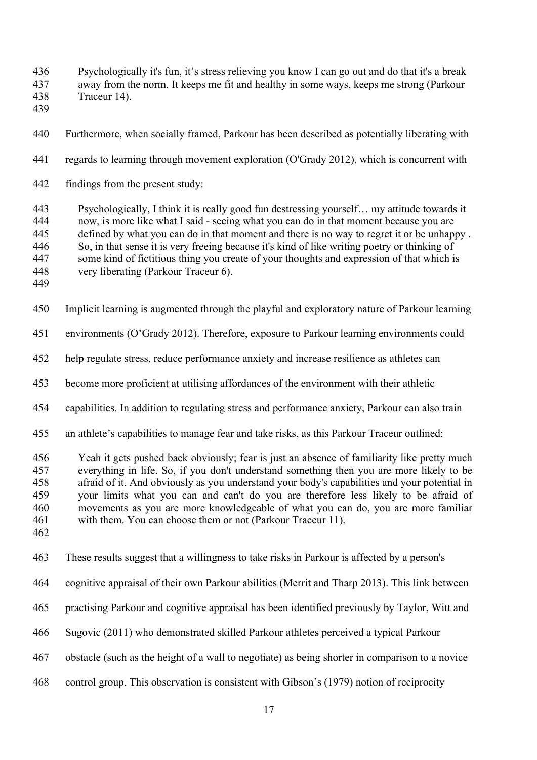> Psychologically it's fun, it's stress relieving you know I can go out and do that it's a break away from the norm. It keeps me fit and healthy in some ways, keeps me strong (Parkour Traceur 14).

Furthermore, when socially framed, Parkour has been described as potentially liberating with regards to learning through movement exploration (O'Grady 2012), which is concurrent with findings from the present study:

> Psychologically, I think it is really good fun destressing yourself… my attitude towards it now, is more like what I said - seeing what you can do in that moment because you are defined by what you can do in that moment and there is no way to regret it or be unhappy . So, in that sense it is very freeing because it's kind of like writing poetry or thinking of some kind of fictitious thing you create of your thoughts and expression of that which is very liberating (Parkour Traceur 6).

Implicit learning is augmented through the playful and exploratory nature of Parkour learning environments (O'Grady 2012). Therefore, exposure to Parkour learning environments could help regulate stress, reduce performance anxiety and increase resilience as athletes can become more proficient at utilising affordances of the environment with their athletic capabilities. In addition to regulating stress and performance anxiety, Parkour can also train an athlete's capabilities to manage fear and take risks, as this Parkour Traceur outlined:

> Yeah it gets pushed back obviously; fear is just an absence of familiarity like pretty much everything in life. So, if you don't understand something then you are more likely to be afraid of it. And obviously as you understand your body's capabilities and your potential in your limits what you can and can't do you are therefore less likely to be afraid of movements as you are more knowledgeable of what you can do, you are more familiar with them. You can choose them or not (Parkour Traceur 11).

These results suggest that a willingness to take risks in Parkour is affected by a person's cognitive appraisal of their own Parkour abilities (Merrit and Tharp 2013). This link between practising Parkour and cognitive appraisal has been identified previously by Taylor, Witt and Sugovic (2011) who demonstrated skilled Parkour athletes perceived a typical Parkour obstacle (such as the height of a wall to negotiate) as being shorter in comparison to a novice control group. This observation is consistent with Gibson's (1979) notion of reciprocity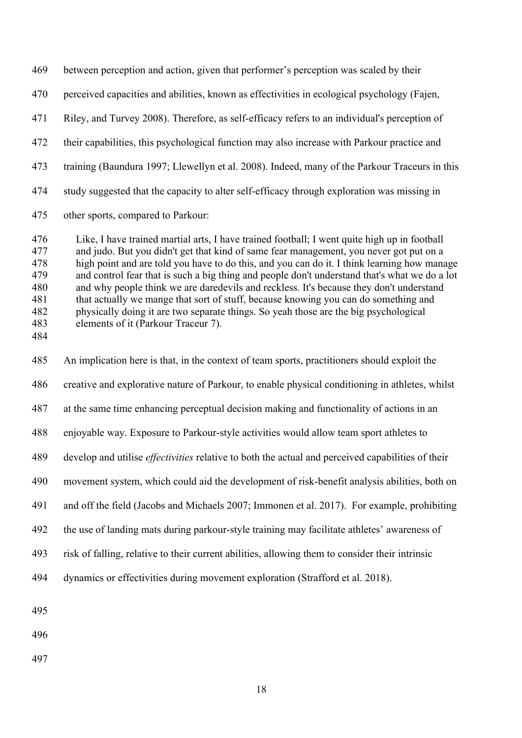between perception and action, given that performer's perception was scaled by their perceived capacities and abilities, known as effectivities in ecological psychology (Fajen, Riley, and Turvey 2008). Therefore, as self-efficacy refers to an individual's perception of their capabilities, this psychological function may also increase with Parkour practice and training (Baundura 1997; Llewellyn et al. 2008). Indeed, many of the Parkour Traceurs in this study suggested that the capacity to alter self-efficacy through exploration was missing in other sports, compared to Parkour:

> Like, I have trained martial arts, I have trained football; I went quite high up in football and judo. But you didn't get that kind of same fear management, you never got put on a high point and are told you have to do this, and you can do it. I think learning how manage and control fear that is such a big thing and people don't understand that's what we do a lot and why people think we are daredevils and reckless. It's because they don't understand that actually we mange that sort of stuff, because knowing you can do something and physically doing it are two separate things. So yeah those are the big psychological elements of it (Parkour Traceur 7).

An implication here is that, in the context of team sports, practitioners should exploit the creative and explorative nature of Parkour, to enable physical conditioning in athletes, whilst at the same time enhancing perceptual decision making and functionality of actions in an enjoyable way. Exposure to Parkour-style activities would allow team sport athletes to develop and utilise *effectivities* relative to both the actual and perceived capabilities of their movement system, which could aid the development of risk-benefit analysis abilities, both on and off the field (Jacobs and Michaels 2007; Immonen et al. 2017). For example, prohibiting the use of landing mats during parkour-style training may facilitate athletes' awareness of risk of falling, relative to their current abilities, allowing them to consider their intrinsic dynamics or effectivities during movement exploration (Strafford et al. 2018).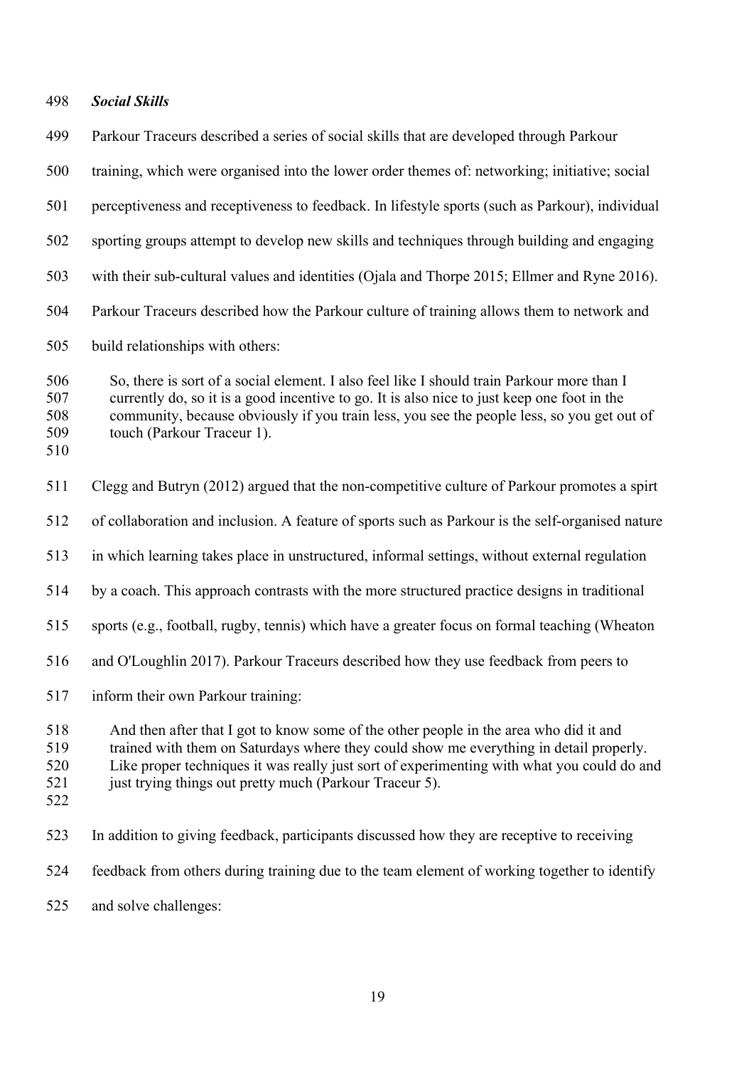### *Social Skills*

Parkour Traceurs described a series of social skills that are developed through Parkour training, which were organised into the lower order themes of: networking; initiative; social perceptiveness and receptiveness to feedback. In lifestyle sports (such as Parkour), individual sporting groups attempt to develop new skills and techniques through building and engaging with their sub-cultural values and identities (Ojala and Thorpe 2015; Ellmer and Ryne 2016). Parkour Traceurs described how the Parkour culture of training allows them to network and build relationships with others:

> So, there is sort of a social element. I also feel like I should train Parkour more than I currently do, so it is a good incentive to go. It is also nice to just keep one foot in the community, because obviously if you train less, you see the people less, so you get out of touch (Parkour Traceur 1).

Clegg and Butryn (2012) argued that the non-competitive culture of Parkour promotes a spirt of collaboration and inclusion. A feature of sports such as Parkour is the self-organised nature in which learning takes place in unstructured, informal settings, without external regulation by a coach. This approach contrasts with the more structured practice designs in traditional sports (e.g., football, rugby, tennis) which have a greater focus on formal teaching (Wheaton and O'Loughlin 2017). Parkour Traceurs described how they use feedback from peers to inform their own Parkour training:

> And then after that I got to know some of the other people in the area who did it and trained with them on Saturdays where they could show me everything in detail properly. Like proper techniques it was really just sort of experimenting with what you could do and just trying things out pretty much (Parkour Traceur 5).

In addition to giving feedback, participants discussed how they are receptive to receiving feedback from others during training due to the team element of working together to identify and solve challenges: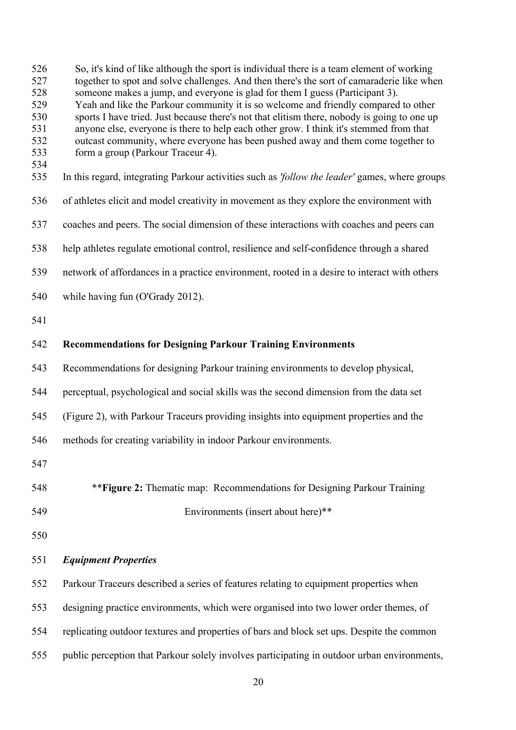> So, it's kind of like although the sport is individual there is a team element of working together to spot and solve challenges. And then there's the sort of camaraderie like when someone makes a jump, and everyone is glad for them I guess (Participant 3).
> Yeah and like the Parkour community it is so welcome and friendly compared to other sports I have tried. Just because there's not that elitism there, nobody is going to one up anyone else, everyone is there to help each other grow. I think it's stemmed from that outcast community, where everyone has been pushed away and them come together to form a group (Parkour Traceur 4).

In this regard, integrating Parkour activities such as *'follow the leader'* games, where groups of athletes elicit and model creativity in movement as they explore the environment with coaches and peers. The social dimension of these interactions with coaches and peers can help athletes regulate emotional control, resilience and self-confidence through a shared network of affordances in a practice environment, rooted in a desire to interact with others while having fun (O'Grady 2012).

## Recommendations for Designing Parkour Training Environments

Recommendations for designing Parkour training environments to develop physical, perceptual, psychological and social skills was the second dimension from the data set (Figure 2), with Parkour Traceurs providing insights into equipment properties and the methods for creating variability in indoor Parkour environments.

**Figure 2: Thematic map: Recommendations for Designing Parkour Training Environments (insert about here)**

### *Equipment Properties*

Parkour Traceurs described a series of features relating to equipment properties when designing practice environments, which were organised into two lower order themes, of replicating outdoor textures and properties of bars and block set ups. Despite the common public perception that Parkour solely involves participating in outdoor urban environments,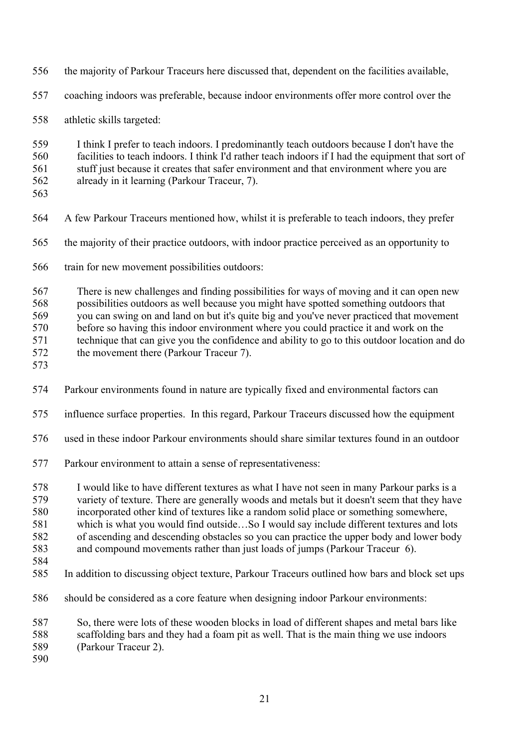the majority of Parkour Traceurs here discussed that, dependent on the facilities available, coaching indoors was preferable, because indoor environments offer more control over the athletic skills targeted:

> I think I prefer to teach indoors. I predominantly teach outdoors because I don't have the facilities to teach indoors. I think I'd rather teach indoors if I had the equipment that sort of stuff just because it creates that safer environment and that environment where you are already in it learning (Parkour Traceur, 7).

A few Parkour Traceurs mentioned how, whilst it is preferable to teach indoors, they prefer the majority of their practice outdoors, with indoor practice perceived as an opportunity to train for new movement possibilities outdoors:

> There is new challenges and finding possibilities for ways of moving and it can open new possibilities outdoors as well because you might have spotted something outdoors that you can swing on and land on but it's quite big and you've never practiced that movement before so having this indoor environment where you could practice it and work on the technique that can give you the confidence and ability to go to this outdoor location and do the movement there (Parkour Traceur 7).

Parkour environments found in nature are typically fixed and environmental factors can influence surface properties. In this regard, Parkour Traceurs discussed how the equipment used in these indoor Parkour environments should share similar textures found in an outdoor Parkour environment to attain a sense of representativeness:

> I would like to have different textures as what I have not seen in many Parkour parks is a variety of texture. There are generally woods and metals but it doesn't seem that they have incorporated other kind of textures like a random solid place or something somewhere, which is what you would find outside…So I would say include different textures and lots of ascending and descending obstacles so you can practice the upper body and lower body and compound movements rather than just loads of jumps (Parkour Traceur 6).

In addition to discussing object texture, Parkour Traceurs outlined how bars and block set ups should be considered as a core feature when designing indoor Parkour environments:

> So, there were lots of these wooden blocks in load of different shapes and metal bars like scaffolding bars and they had a foam pit as well. That is the main thing we use indoors (Parkour Traceur 2).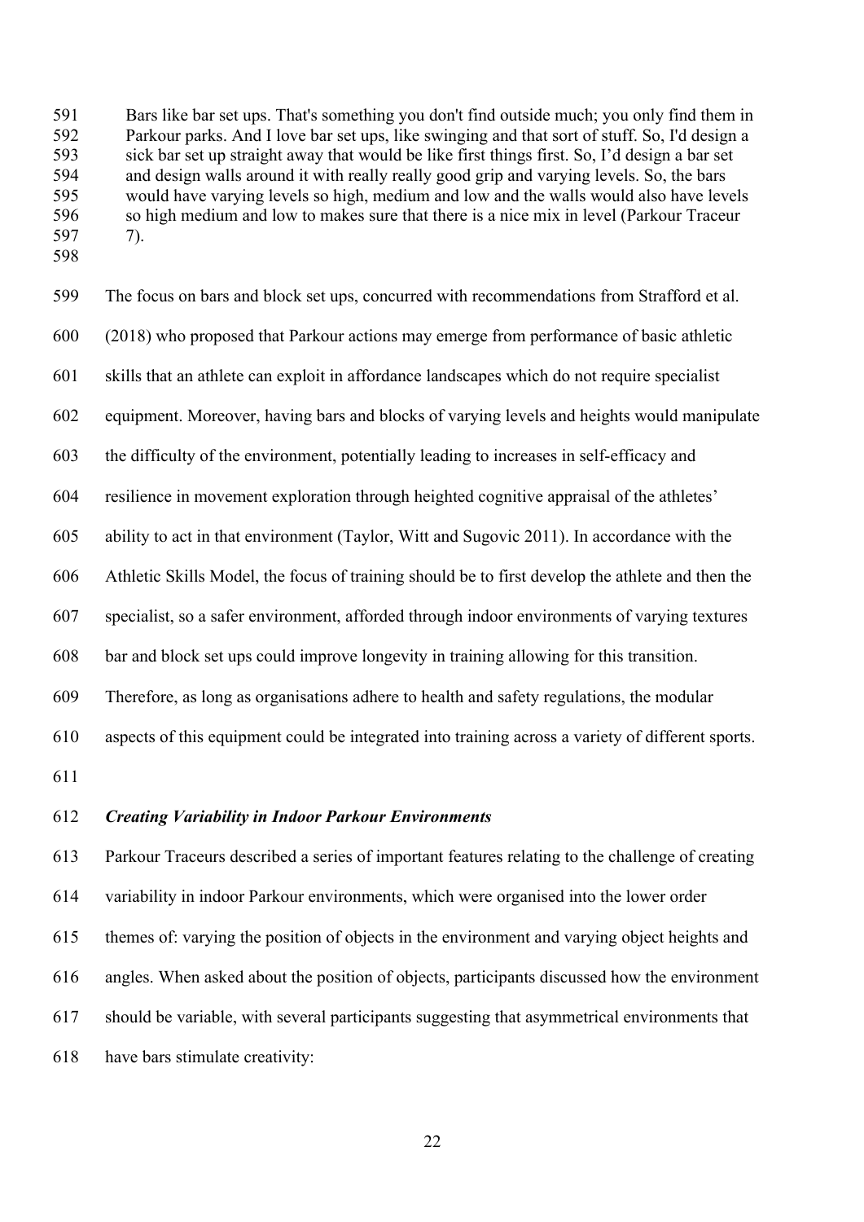> Bars like bar set ups. That's something you don't find outside much; you only find them in Parkour parks. And I love bar set ups, like swinging and that sort of stuff. So, I'd design a sick bar set up straight away that would be like first things first. So, I'd design a bar set and design walls around it with really really good grip and varying levels. So, the bars would have varying levels so high, medium and low and the walls would also have levels so high medium and low to makes sure that there is a nice mix in level (Parkour Traceur 7).

The focus on bars and block set ups, concurred with recommendations from Strafford et al. (2018) who proposed that Parkour actions may emerge from performance of basic athletic skills that an athlete can exploit in affordance landscapes which do not require specialist equipment. Moreover, having bars and blocks of varying levels and heights would manipulate the difficulty of the environment, potentially leading to increases in self-efficacy and resilience in movement exploration through heighted cognitive appraisal of the athletes' ability to act in that environment (Taylor, Witt and Sugovic 2011). In accordance with the Athletic Skills Model, the focus of training should be to first develop the athlete and then the specialist, so a safer environment, afforded through indoor environments of varying textures bar and block set ups could improve longevity in training allowing for this transition. Therefore, as long as organisations adhere to health and safety regulations, the modular aspects of this equipment could be integrated into training across a variety of different sports.

### *Creating Variability in Indoor Parkour Environments*

Parkour Traceurs described a series of important features relating to the challenge of creating variability in indoor Parkour environments, which were organised into the lower order themes of: varying the position of objects in the environment and varying object heights and angles. When asked about the position of objects, participants discussed how the environment should be variable, with several participants suggesting that asymmetrical environments that have bars stimulate creativity: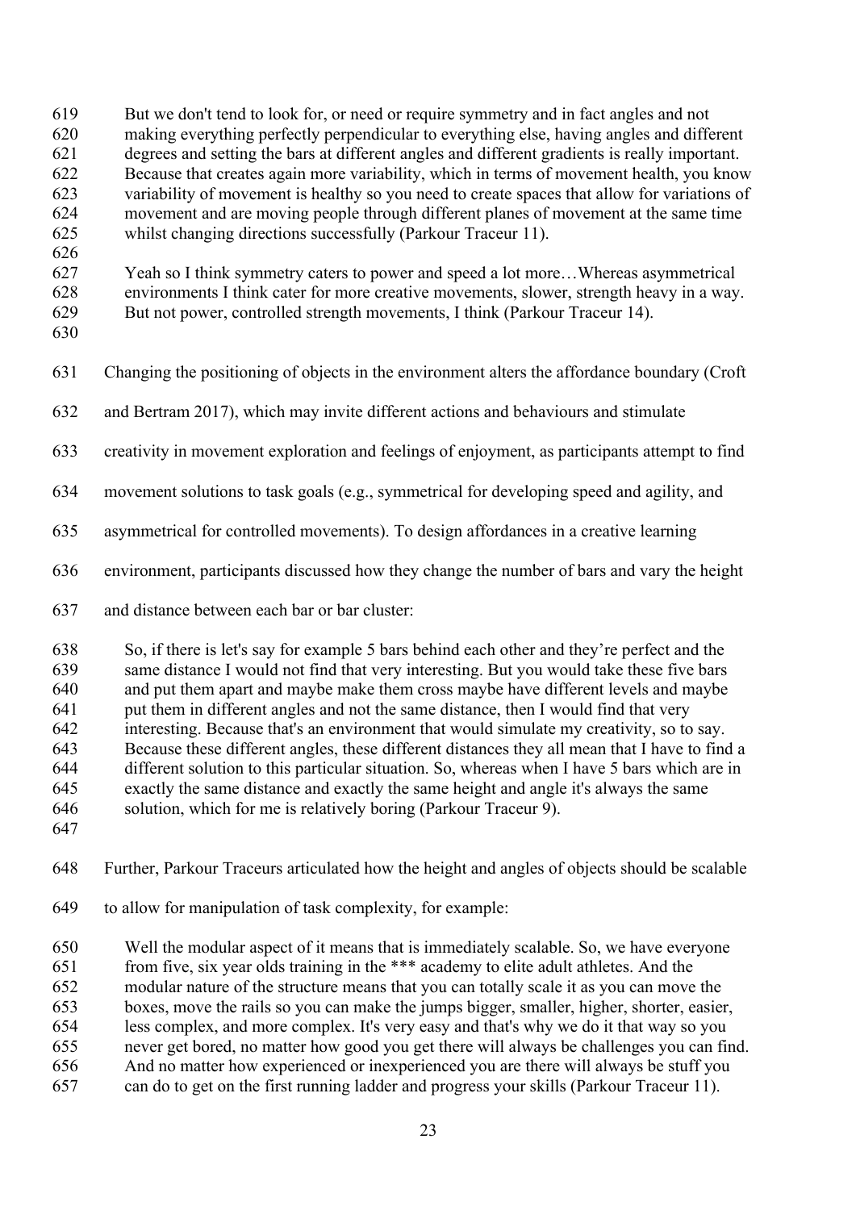But we don't tend to look for, or need or require symmetry and in fact angles and not making everything perfectly perpendicular to everything else, having angles and different degrees and setting the bars at different angles and different gradients is really important. Because that creates again more variability, which in terms of movement health, you know variability of movement is healthy so you need to create spaces that allow for variations of movement and are moving people through different planes of movement at the same time whilst changing directions successfully (Parkour Traceur 11).

Yeah so I think symmetry caters to power and speed a lot more…Whereas asymmetrical environments I think cater for more creative movements, slower, strength heavy in a way. But not power, controlled strength movements, I think (Parkour Traceur 14).

Changing the positioning of objects in the environment alters the affordance boundary (Croft and Bertram 2017), which may invite different actions and behaviours and stimulate creativity in movement exploration and feelings of enjoyment, as participants attempt to find movement solutions to task goals (e.g., symmetrical for developing speed and agility, and asymmetrical for controlled movements). To design affordances in a creative learning environment, participants discussed how they change the number of bars and vary the height and distance between each bar or bar cluster:

So, if there is let's say for example 5 bars behind each other and they're perfect and the same distance I would not find that very interesting. But you would take these five bars and put them apart and maybe make them cross maybe have different levels and maybe put them in different angles and not the same distance, then I would find that very interesting. Because that's an environment that would simulate my creativity, so to say. Because these different angles, these different distances they all mean that I have to find a different solution to this particular situation. So, whereas when I have 5 bars which are in exactly the same distance and exactly the same height and angle it's always the same solution, which for me is relatively boring (Parkour Traceur 9).

Further, Parkour Traceurs articulated how the height and angles of objects should be scalable to allow for manipulation of task complexity, for example:

Well the modular aspect of it means that is immediately scalable. So, we have everyone from five, six year olds training in the *** academy to elite adult athletes. And the modular nature of the structure means that you can totally scale it as you can move the boxes, move the rails so you can make the jumps bigger, smaller, higher, shorter, easier, less complex, and more complex. It's very easy and that's why we do it that way so you never get bored, no matter how good you get there will always be challenges you can find. And no matter how experienced or inexperienced you are there will always be stuff you can do to get on the first running ladder and progress your skills (Parkour Traceur 11).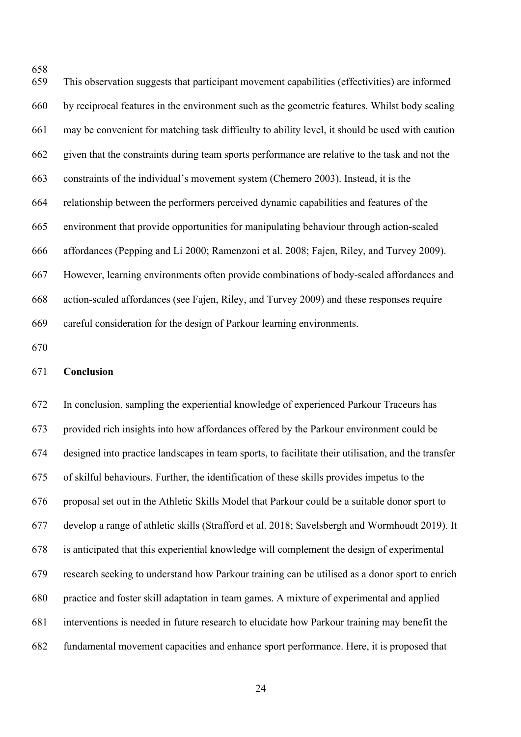This observation suggests that participant movement capabilities (effectivities) are informed by reciprocal features in the environment such as the geometric features. Whilst body scaling may be convenient for matching task difficulty to ability level, it should be used with caution given that the constraints during team sports performance are relative to the task and not the constraints of the individual's movement system (Chemero 2003). Instead, it is the relationship between the performers perceived dynamic capabilities and features of the environment that provide opportunities for manipulating behaviour through action-scaled affordances (Pepping and Li 2000; Ramenzoni et al. 2008; Fajen, Riley, and Turvey 2009). However, learning environments often provide combinations of body-scaled affordances and action-scaled affordances (see Fajen, Riley, and Turvey 2009) and these responses require careful consideration for the design of Parkour learning environments.

## Conclusion

In conclusion, sampling the experiential knowledge of experienced Parkour Traceurs has provided rich insights into how affordances offered by the Parkour environment could be designed into practice landscapes in team sports, to facilitate their utilisation, and the transfer of skilful behaviours. Further, the identification of these skills provides impetus to the proposal set out in the Athletic Skills Model that Parkour could be a suitable donor sport to develop a range of athletic skills (Strafford et al. 2018; Savelsbergh and Wormhoudt 2019). It is anticipated that this experiential knowledge will complement the design of experimental research seeking to understand how Parkour training can be utilised as a donor sport to enrich practice and foster skill adaptation in team games. A mixture of experimental and applied interventions is needed in future research to elucidate how Parkour training may benefit the fundamental movement capacities and enhance sport performance. Here, it is proposed that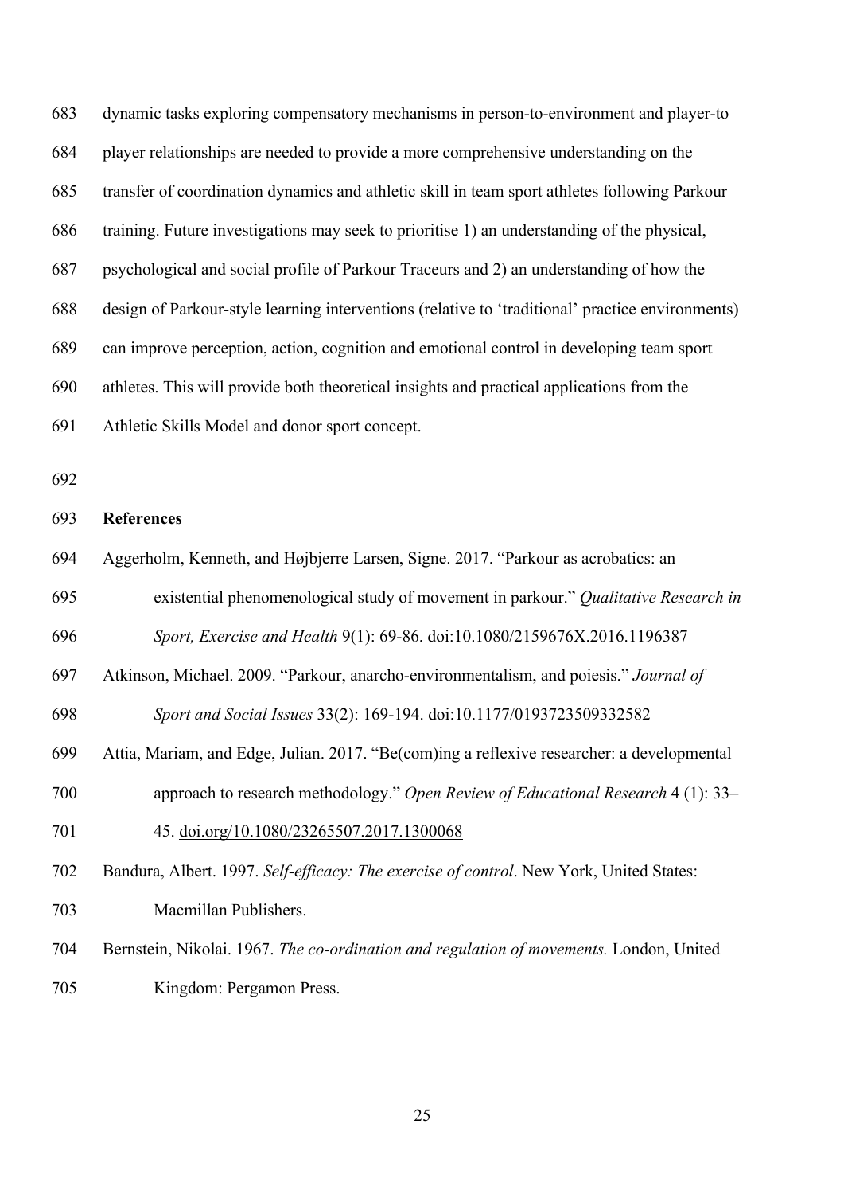dynamic tasks exploring compensatory mechanisms in person-to-environment and player-to player relationships are needed to provide a more comprehensive understanding on the transfer of coordination dynamics and athletic skill in team sport athletes following Parkour training. Future investigations may seek to prioritise 1) an understanding of the physical, psychological and social profile of Parkour Traceurs and 2) an understanding of how the design of Parkour-style learning interventions (relative to 'traditional' practice environments) can improve perception, action, cognition and emotional control in developing team sport athletes. This will provide both theoretical insights and practical applications from the Athletic Skills Model and donor sport concept.

## References

Aggerholm, Kenneth, and Højbjerre Larsen, Signe. 2017. "Parkour as acrobatics: an existential phenomenological study of movement in parkour." *Qualitative Research in Sport, Exercise and Health* 9(1): 69-86. doi:10.1080/2159676X.2016.1196387

Atkinson, Michael. 2009. "Parkour, anarcho-environmentalism, and poiesis." *Journal of Sport and Social Issues* 33(2): 169-194. doi:10.1177/0193723509332582

Attia, Mariam, and Edge, Julian. 2017. "Be(com)ing a reflexive researcher: a developmental approach to research methodology." *Open Review of Educational Research* 4 (1): 33–45. doi.org/10.1080/23265507.2017.1300068

Bandura, Albert. 1997. *Self-efficacy: The exercise of control*. New York, United States: Macmillan Publishers.

Bernstein, Nikolai. 1967. *The co-ordination and regulation of movements.* London, United Kingdom: Pergamon Press.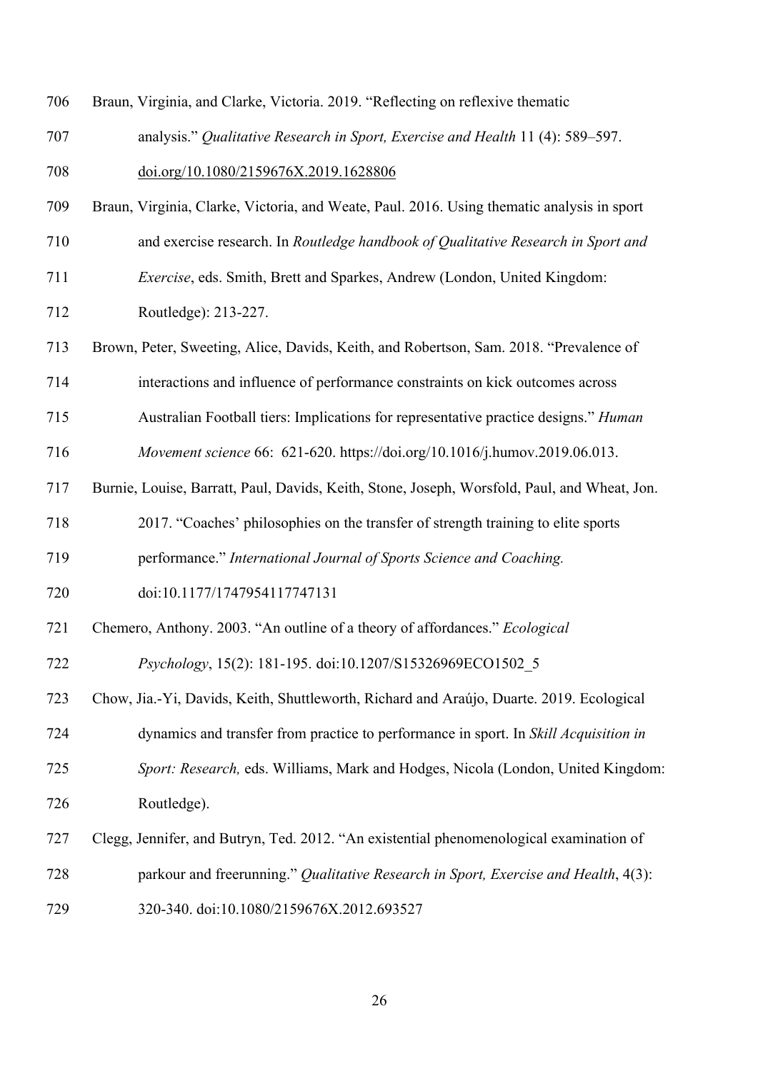Braun, Virginia, and Clarke, Victoria. 2019. "Reflecting on reflexive thematic analysis." *Qualitative Research in Sport, Exercise and Health* 11 (4): 589–597. doi.org/10.1080/2159676X.2019.1628806

Braun, Virginia, Clarke, Victoria, and Weate, Paul. 2016. Using thematic analysis in sport and exercise research. In *Routledge handbook of Qualitative Research in Sport and Exercise*, eds. Smith, Brett and Sparkes, Andrew (London, United Kingdom: Routledge): 213-227.

Brown, Peter, Sweeting, Alice, Davids, Keith, and Robertson, Sam. 2018. "Prevalence of interactions and influence of performance constraints on kick outcomes across Australian Football tiers: Implications for representative practice designs." *Human Movement science* 66: 621-620. https://doi.org/10.1016/j.humov.2019.06.013.

Burnie, Louise, Barratt, Paul, Davids, Keith, Stone, Joseph, Worsfold, Paul, and Wheat, Jon. 2017. "Coaches' philosophies on the transfer of strength training to elite sports performance." *International Journal of Sports Science and Coaching.* doi:10.1177/1747954117747131

Chemero, Anthony. 2003. "An outline of a theory of affordances." *Ecological Psychology*, 15(2): 181-195. doi:10.1207/S15326969ECO1502_5

Chow, Jia.-Yi, Davids, Keith, Shuttleworth, Richard and Araújo, Duarte. 2019. Ecological dynamics and transfer from practice to performance in sport. In *Skill Acquisition in Sport: Research,* eds. Williams, Mark and Hodges, Nicola (London, United Kingdom: Routledge).

Clegg, Jennifer, and Butryn, Ted. 2012. "An existential phenomenological examination of parkour and freerunning." *Qualitative Research in Sport, Exercise and Health*, 4(3): 320-340. doi:10.1080/2159676X.2012.693527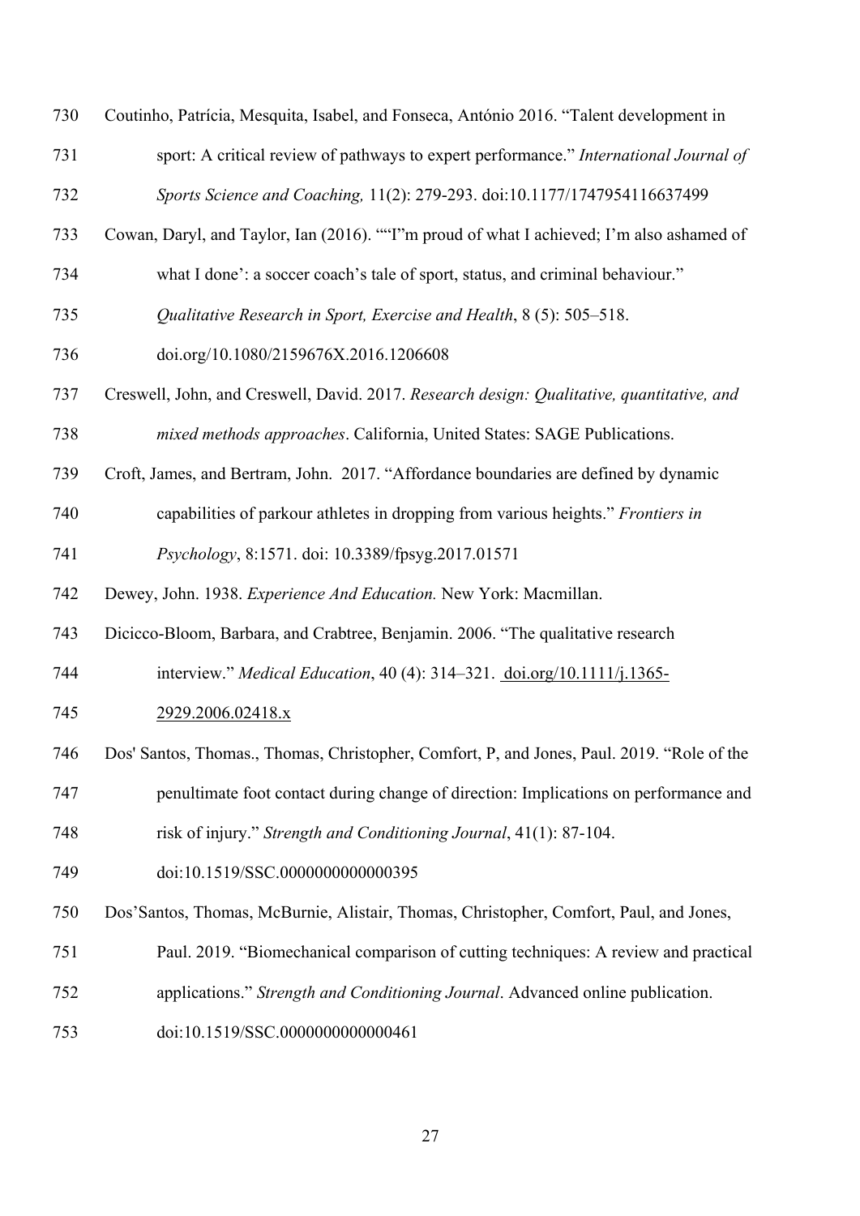Coutinho, Patrícia, Mesquita, Isabel, and Fonseca, António 2016. “Talent development in sport: A critical review of pathways to expert performance.” *International Journal of Sports Science and Coaching,* 11(2): 279-293. doi:10.1177/1747954116637499

Cowan, Daryl, and Taylor, Ian (2016). ““I”m proud of what I achieved; I’m also ashamed of what I done’: a soccer coach’s tale of sport, status, and criminal behaviour.” *Qualitative Research in Sport, Exercise and Health*, 8 (5): 505–518. doi.org/10.1080/2159676X.2016.1206608

Creswell, John, and Creswell, David. 2017. *Research design: Qualitative, quantitative, and mixed methods approaches*. California, United States: SAGE Publications.

Croft, James, and Bertram, John. 2017. “Affordance boundaries are defined by dynamic capabilities of parkour athletes in dropping from various heights.” *Frontiers in Psychology*, 8:1571. doi: 10.3389/fpsyg.2017.01571

Dewey, John. 1938. *Experience And Education.* New York: Macmillan.

Dicicco-Bloom, Barbara, and Crabtree, Benjamin. 2006. “The qualitative research interview.” *Medical Education*, 40 (4): 314–321. doi.org/10.1111/j.1365-2929.2006.02418.x

Dos' Santos, Thomas., Thomas, Christopher, Comfort, P, and Jones, Paul. 2019. “Role of the penultimate foot contact during change of direction: Implications on performance and risk of injury.” *Strength and Conditioning Journal*, 41(1): 87-104. doi:10.1519/SSC.0000000000000395

Dos’Santos, Thomas, McBurnie, Alistair, Thomas, Christopher, Comfort, Paul, and Jones, Paul. 2019. “Biomechanical comparison of cutting techniques: A review and practical applications.” *Strength and Conditioning Journal*. Advanced online publication. doi:10.1519/SSC.0000000000000461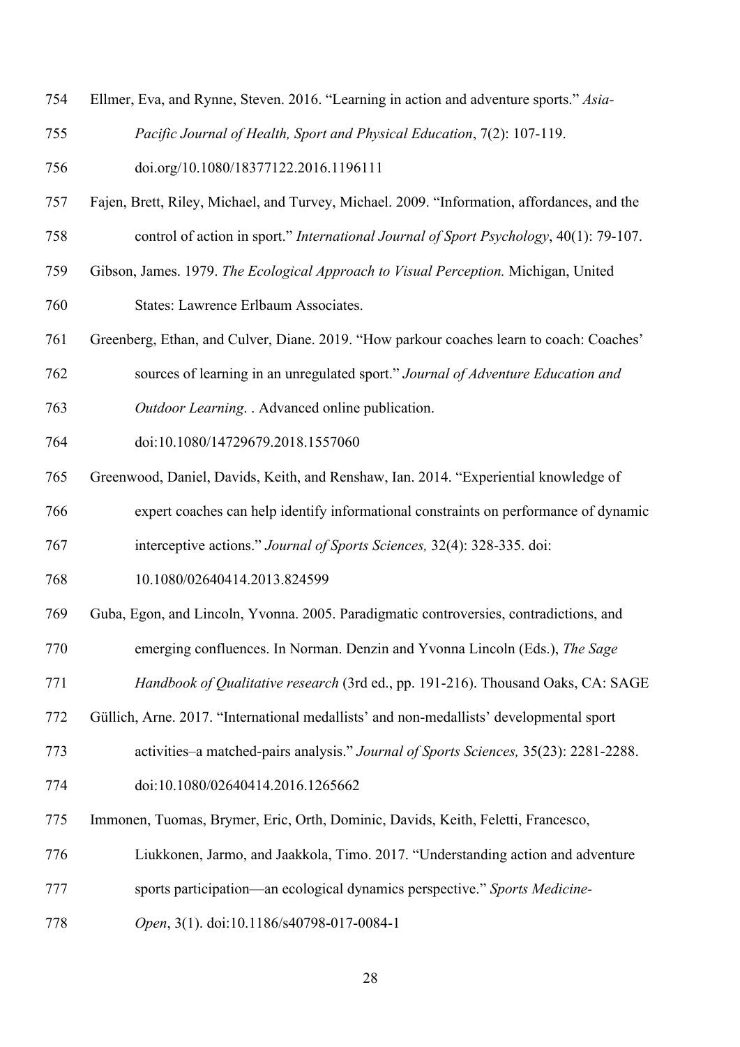Ellmer, Eva, and Rynne, Steven. 2016. "Learning in action and adventure sports." *Asia-Pacific Journal of Health, Sport and Physical Education*, 7(2): 107-119. doi.org/10.1080/18377122.2016.1196111

Fajen, Brett, Riley, Michael, and Turvey, Michael. 2009. "Information, affordances, and the control of action in sport." *International Journal of Sport Psychology*, 40(1): 79-107.

Gibson, James. 1979. *The Ecological Approach to Visual Perception.* Michigan, United States: Lawrence Erlbaum Associates.

Greenberg, Ethan, and Culver, Diane. 2019. "How parkour coaches learn to coach: Coaches' sources of learning in an unregulated sport." *Journal of Adventure Education and Outdoor Learning*. . Advanced online publication. doi:10.1080/14729679.2018.1557060

Greenwood, Daniel, Davids, Keith, and Renshaw, Ian. 2014. "Experiential knowledge of expert coaches can help identify informational constraints on performance of dynamic interceptive actions." *Journal of Sports Sciences,* 32(4): 328-335. doi: 10.1080/02640414.2013.824599

Guba, Egon, and Lincoln, Yvonna. 2005. Paradigmatic controversies, contradictions, and emerging confluences. In Norman. Denzin and Yvonna Lincoln (Eds.), *The Sage Handbook of Qualitative research* (3rd ed., pp. 191-216). Thousand Oaks, CA: SAGE

Güllich, Arne. 2017. "International medallists' and non-medallists' developmental sport activities–a matched-pairs analysis." *Journal of Sports Sciences,* 35(23): 2281-2288. doi:10.1080/02640414.2016.1265662

Immonen, Tuomas, Brymer, Eric, Orth, Dominic, Davids, Keith, Feletti, Francesco, Liukkonen, Jarmo, and Jaakkola, Timo. 2017. "Understanding action and adventure sports participation—an ecological dynamics perspective." *Sports Medicine-Open*, 3(1). doi:10.1186/s40798-017-0084-1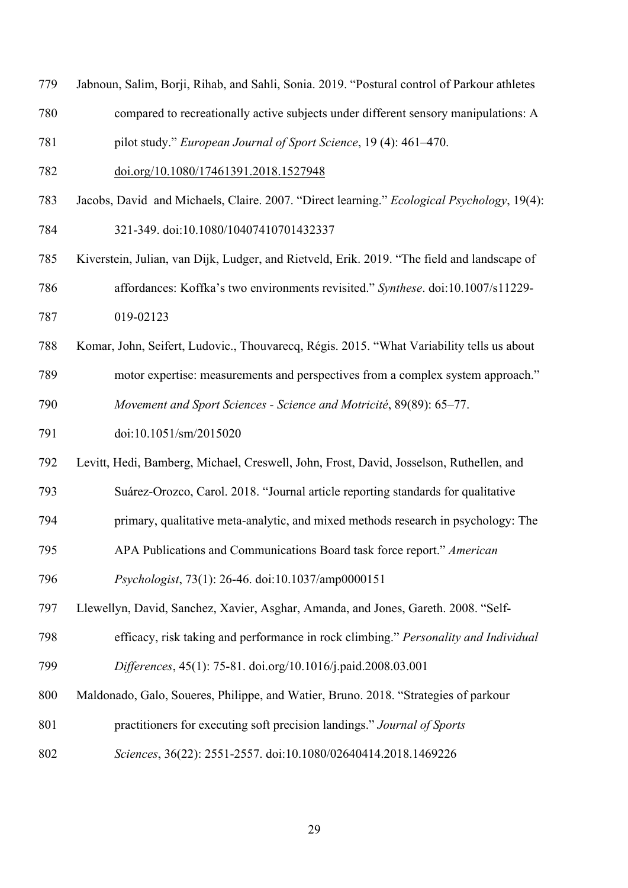Jabnoun, Salim, Borji, Rihab, and Sahli, Sonia. 2019. "Postural control of Parkour athletes compared to recreationally active subjects under different sensory manipulations: A pilot study." *European Journal of Sport Science*, 19 (4): 461–470. doi.org/10.1080/17461391.2018.1527948

Jacobs, David and Michaels, Claire. 2007. "Direct learning." *Ecological Psychology*, 19(4): 321-349. doi:10.1080/10407410701432337

Kiverstein, Julian, van Dijk, Ludger, and Rietveld, Erik. 2019. "The field and landscape of affordances: Koffka's two environments revisited." *Synthese*. doi:10.1007/s11229-019-02123

Komar, John, Seifert, Ludovic., Thouvarecq, Régis. 2015. "What Variability tells us about motor expertise: measurements and perspectives from a complex system approach." *Movement and Sport Sciences - Science and Motricité*, 89(89): 65–77. doi:10.1051/sm/2015020

Levitt, Hedi, Bamberg, Michael, Creswell, John, Frost, David, Josselson, Ruthellen, and Suárez-Orozco, Carol. 2018. "Journal article reporting standards for qualitative primary, qualitative meta-analytic, and mixed methods research in psychology: The APA Publications and Communications Board task force report." *American Psychologist*, 73(1): 26-46. doi:10.1037/amp0000151

Llewellyn, David, Sanchez, Xavier, Asghar, Amanda, and Jones, Gareth. 2008. "Self-efficacy, risk taking and performance in rock climbing." *Personality and Individual Differences*, 45(1): 75-81. doi.org/10.1016/j.paid.2008.03.001

Maldonado, Galo, Soueres, Philippe, and Watier, Bruno. 2018. "Strategies of parkour practitioners for executing soft precision landings." *Journal of Sports Sciences*, 36(22): 2551-2557. doi:10.1080/02640414.2018.1469226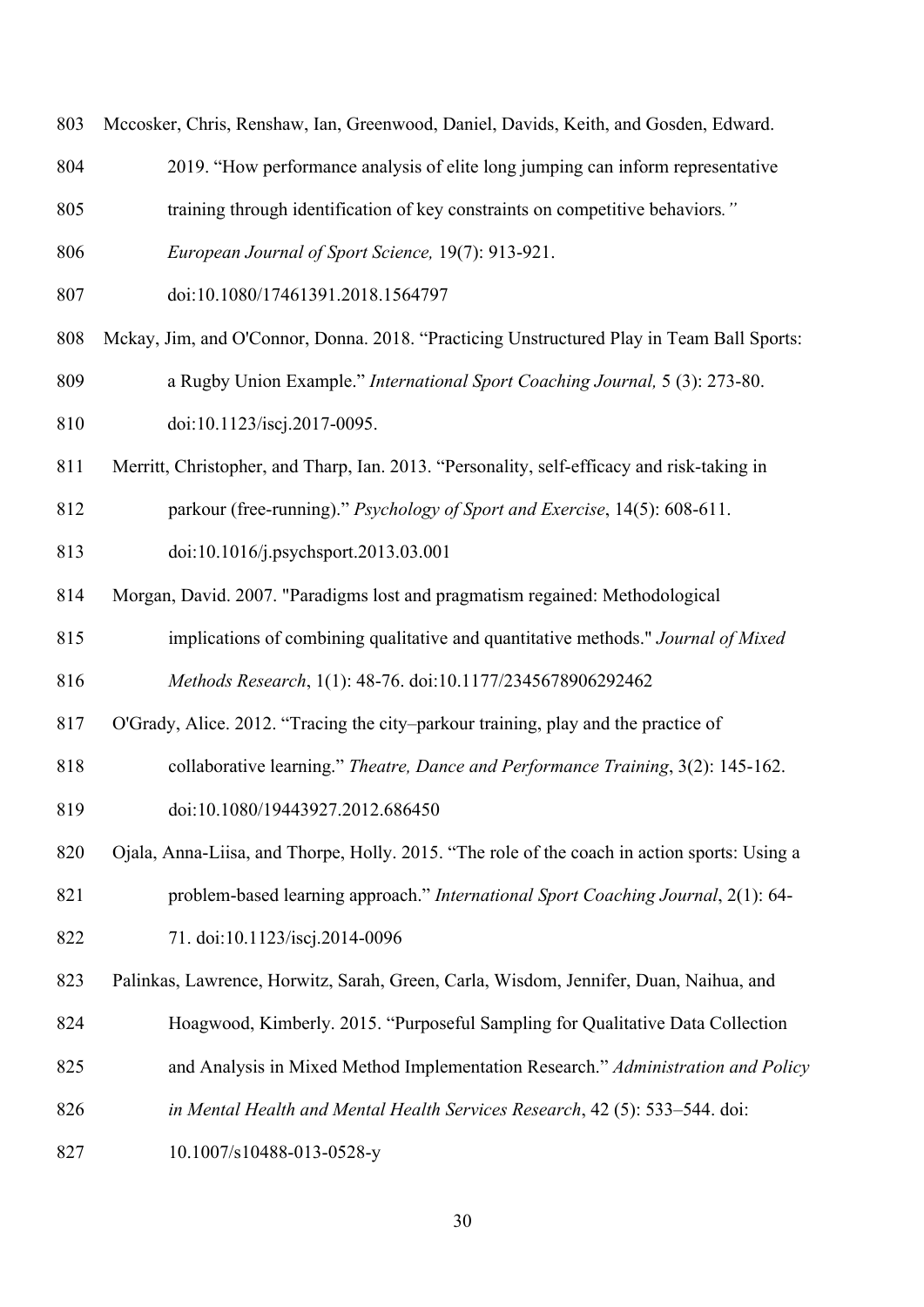Mccosker, Chris, Renshaw, Ian, Greenwood, Daniel, Davids, Keith, and Gosden, Edward. 2019. "How performance analysis of elite long jumping can inform representative training through identification of key constraints on competitive behaviors*."* *European Journal of Sport Science,* 19(7): 913-921. doi:10.1080/17461391.2018.1564797

Mckay, Jim, and O'Connor, Donna. 2018. "Practicing Unstructured Play in Team Ball Sports: a Rugby Union Example." *International Sport Coaching Journal,* 5 (3): 273-80. doi:10.1123/iscj.2017-0095.

Merritt, Christopher, and Tharp, Ian. 2013. "Personality, self-efficacy and risk-taking in parkour (free-running)." *Psychology of Sport and Exercise*, 14(5): 608-611. doi:10.1016/j.psychsport.2013.03.001

Morgan, David. 2007. "Paradigms lost and pragmatism regained: Methodological implications of combining qualitative and quantitative methods." *Journal of Mixed Methods Research*, 1(1): 48-76. doi:10.1177/2345678906292462

O'Grady, Alice. 2012. "Tracing the city–parkour training, play and the practice of collaborative learning." *Theatre, Dance and Performance Training*, 3(2): 145-162. doi:10.1080/19443927.2012.686450

Ojala, Anna-Liisa, and Thorpe, Holly. 2015. "The role of the coach in action sports: Using a problem-based learning approach." *International Sport Coaching Journal*, 2(1): 64-71. doi:10.1123/iscj.2014-0096

Palinkas, Lawrence, Horwitz, Sarah, Green, Carla, Wisdom, Jennifer, Duan, Naihua, and Hoagwood, Kimberly. 2015. "Purposeful Sampling for Qualitative Data Collection and Analysis in Mixed Method Implementation Research." *Administration and Policy in Mental Health and Mental Health Services Research*, 42 (5): 533–544. doi: 10.1007/s10488-013-0528-y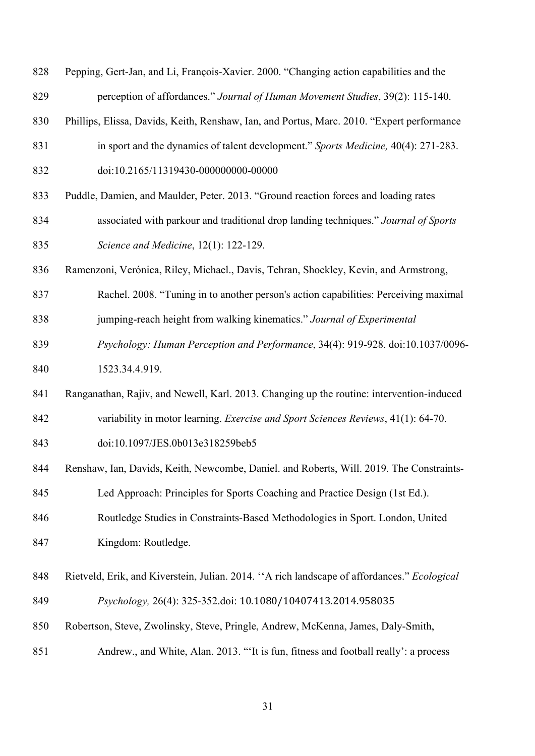Pepping, Gert-Jan, and Li, François-Xavier. 2000. "Changing action capabilities and the perception of affordances." *Journal of Human Movement Studies*, 39(2): 115-140.

Phillips, Elissa, Davids, Keith, Renshaw, Ian, and Portus, Marc. 2010. "Expert performance in sport and the dynamics of talent development." *Sports Medicine,* 40(4): 271-283. doi:10.2165/11319430-000000000-00000

Puddle, Damien, and Maulder, Peter. 2013. "Ground reaction forces and loading rates associated with parkour and traditional drop landing techniques." *Journal of Sports Science and Medicine*, 12(1): 122-129.

Ramenzoni, Verónica, Riley, Michael., Davis, Tehran, Shockley, Kevin, and Armstrong, Rachel. 2008. "Tuning in to another person's action capabilities: Perceiving maximal jumping-reach height from walking kinematics." *Journal of Experimental Psychology: Human Perception and Performance*, 34(4): 919-928. doi:10.1037/0096-1523.34.4.919.

Ranganathan, Rajiv, and Newell, Karl. 2013. Changing up the routine: intervention-induced variability in motor learning. *Exercise and Sport Sciences Reviews*, 41(1): 64-70. doi:10.1097/JES.0b013e318259beb5

Renshaw, Ian, Davids, Keith, Newcombe, Daniel. and Roberts, Will. 2019. The Constraints-Led Approach: Principles for Sports Coaching and Practice Design (1st Ed.). Routledge Studies in Constraints-Based Methodologies in Sport. London, United Kingdom: Routledge.

Rietveld, Erik, and Kiverstein, Julian. 2014. ''A rich landscape of affordances." *Ecological Psychology,* 26(4): 325-352.doi: 10.1080/10407413.2014.958035

Robertson, Steve, Zwolinsky, Steve, Pringle, Andrew, McKenna, James, Daly-Smith, Andrew., and White, Alan. 2013. "'It is fun, fitness and football really': a process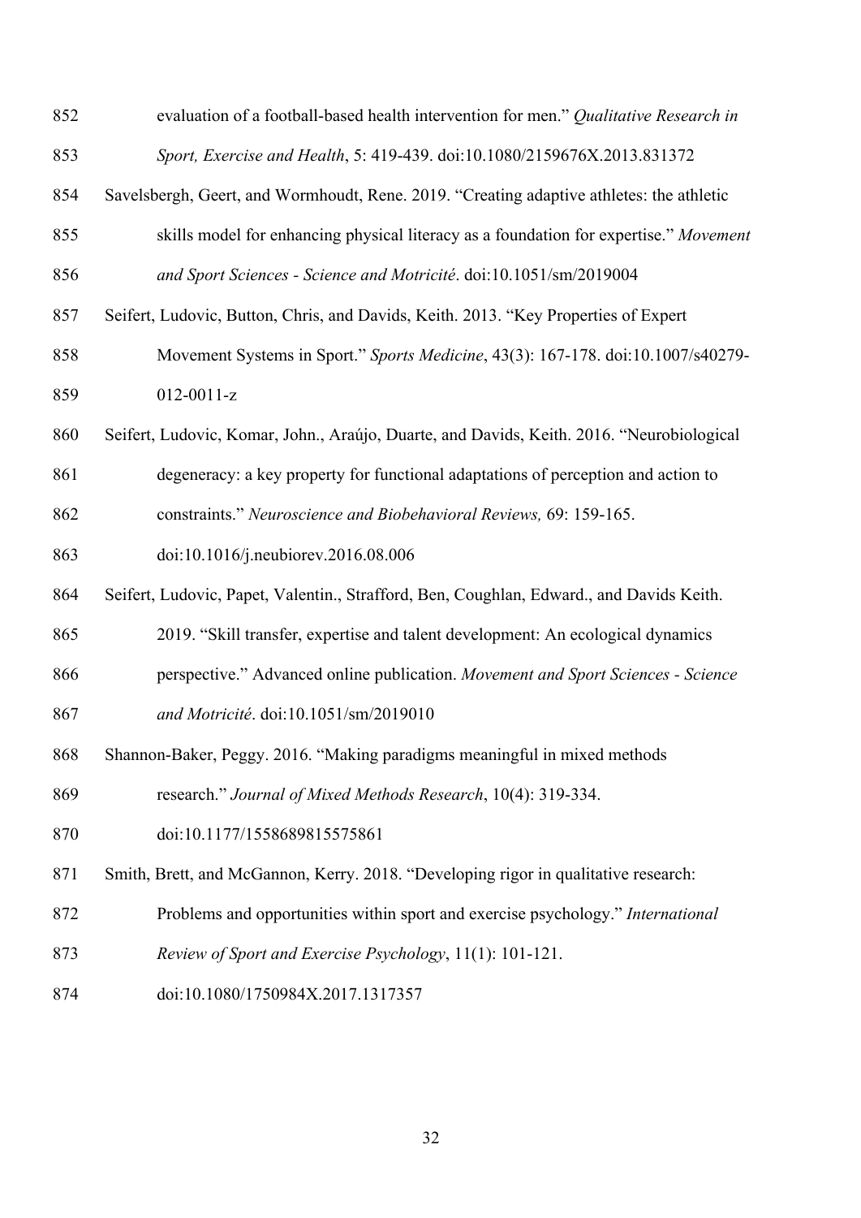evaluation of a football-based health intervention for men." *Qualitative Research in Sport, Exercise and Health*, 5: 419-439. doi:10.1080/2159676X.2013.831372

Savelsbergh, Geert, and Wormhoudt, Rene. 2019. "Creating adaptive athletes: the athletic skills model for enhancing physical literacy as a foundation for expertise." *Movement and Sport Sciences - Science and Motricité*. doi:10.1051/sm/2019004

Seifert, Ludovic, Button, Chris, and Davids, Keith. 2013. "Key Properties of Expert Movement Systems in Sport." *Sports Medicine*, 43(3): 167-178. doi:10.1007/s40279-012-0011-z

Seifert, Ludovic, Komar, John., Araújo, Duarte, and Davids, Keith. 2016. "Neurobiological degeneracy: a key property for functional adaptations of perception and action to constraints." *Neuroscience and Biobehavioral Reviews,* 69: 159-165. doi:10.1016/j.neubiorev.2016.08.006

Seifert, Ludovic, Papet, Valentin., Strafford, Ben, Coughlan, Edward., and Davids Keith. 2019. "Skill transfer, expertise and talent development: An ecological dynamics perspective." Advanced online publication. *Movement and Sport Sciences - Science and Motricité*. doi:10.1051/sm/2019010

Shannon-Baker, Peggy. 2016. "Making paradigms meaningful in mixed methods research." *Journal of Mixed Methods Research*, 10(4): 319-334. doi:10.1177/1558689815575861

Smith, Brett, and McGannon, Kerry. 2018. "Developing rigor in qualitative research: Problems and opportunities within sport and exercise psychology." *International Review of Sport and Exercise Psychology*, 11(1): 101-121. doi:10.1080/1750984X.2017.1317357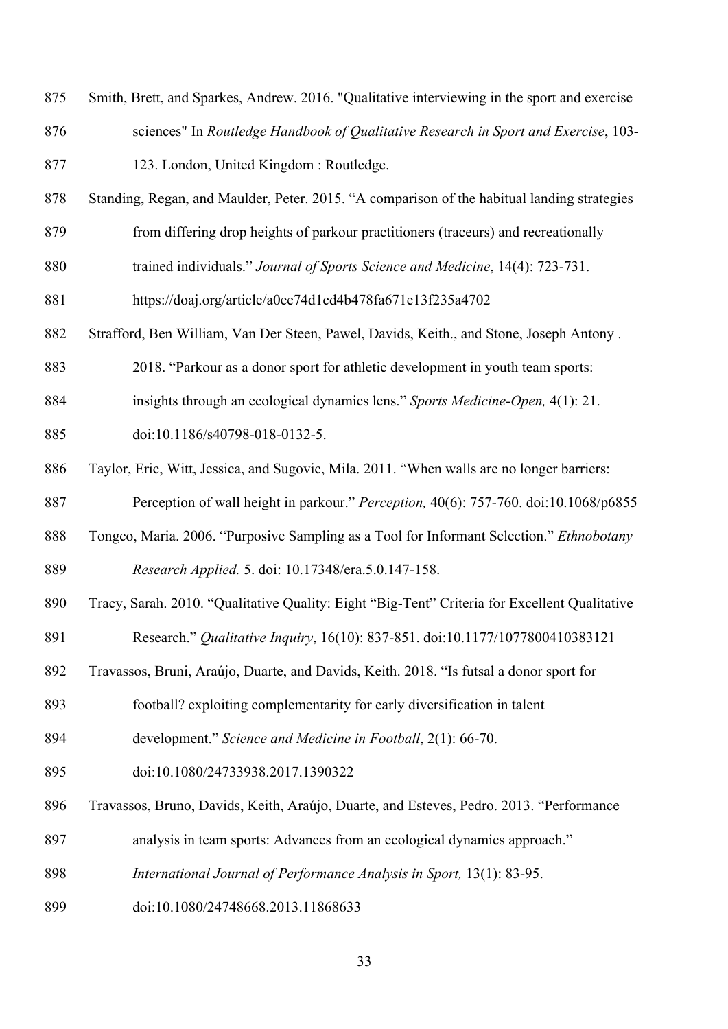Smith, Brett, and Sparkes, Andrew. 2016. "Qualitative interviewing in the sport and exercise sciences" In *Routledge Handbook of Qualitative Research in Sport and Exercise*, 103-123. London, United Kingdom : Routledge.

Standing, Regan, and Maulder, Peter. 2015. "A comparison of the habitual landing strategies from differing drop heights of parkour practitioners (traceurs) and recreationally trained individuals." *Journal of Sports Science and Medicine*, 14(4): 723-731. https://doaj.org/article/a0ee74d1cd4b478fa671e13f235a4702

Strafford, Ben William, Van Der Steen, Pawel, Davids, Keith., and Stone, Joseph Antony . 2018. "Parkour as a donor sport for athletic development in youth team sports: insights through an ecological dynamics lens." *Sports Medicine-Open,* 4(1): 21. doi:10.1186/s40798-018-0132-5.

Taylor, Eric, Witt, Jessica, and Sugovic, Mila. 2011. "When walls are no longer barriers: Perception of wall height in parkour." *Perception,* 40(6): 757-760. doi:10.1068/p6855

Tongco, Maria. 2006. "Purposive Sampling as a Tool for Informant Selection." *Ethnobotany Research Applied.* 5. doi: 10.17348/era.5.0.147-158.

Tracy, Sarah. 2010. "Qualitative Quality: Eight "Big-Tent" Criteria for Excellent Qualitative Research." *Qualitative Inquiry*, 16(10): 837-851. doi:10.1177/1077800410383121

Travassos, Bruni, Araújo, Duarte, and Davids, Keith. 2018. "Is futsal a donor sport for football? exploiting complementarity for early diversification in talent development." *Science and Medicine in Football*, 2(1): 66-70. doi:10.1080/24733938.2017.1390322

Travassos, Bruno, Davids, Keith, Araújo, Duarte, and Esteves, Pedro. 2013. "Performance analysis in team sports: Advances from an ecological dynamics approach." *International Journal of Performance Analysis in Sport,* 13(1): 83-95. doi:10.1080/24748668.2013.11868633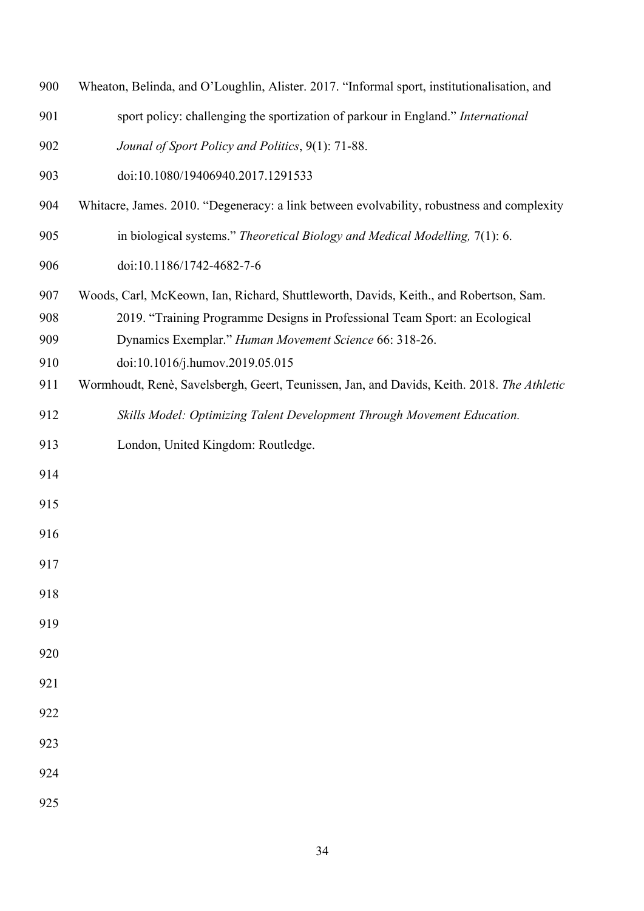Wheaton, Belinda, and O'Loughlin, Alister. 2017. "Informal sport, institutionalisation, and sport policy: challenging the sportization of parkour in England." *International Jounal of Sport Policy and Politics*, 9(1): 71-88. doi:10.1080/19406940.2017.1291533

Whitacre, James. 2010. "Degeneracy: a link between evolvability, robustness and complexity in biological systems." *Theoretical Biology and Medical Modelling,* 7(1): 6. doi:10.1186/1742-4682-7-6

Woods, Carl, McKeown, Ian, Richard, Shuttleworth, Davids, Keith., and Robertson, Sam. 2019. "Training Programme Designs in Professional Team Sport: an Ecological Dynamics Exemplar." *Human Movement Science* 66: 318-26. doi:10.1016/j.humov.2019.05.015

Wormhoudt, Renè, Savelsbergh, Geert, Teunissen, Jan, and Davids, Keith. 2018. *The Athletic Skills Model: Optimizing Talent Development Through Movement Education.* London, United Kingdom: Routledge.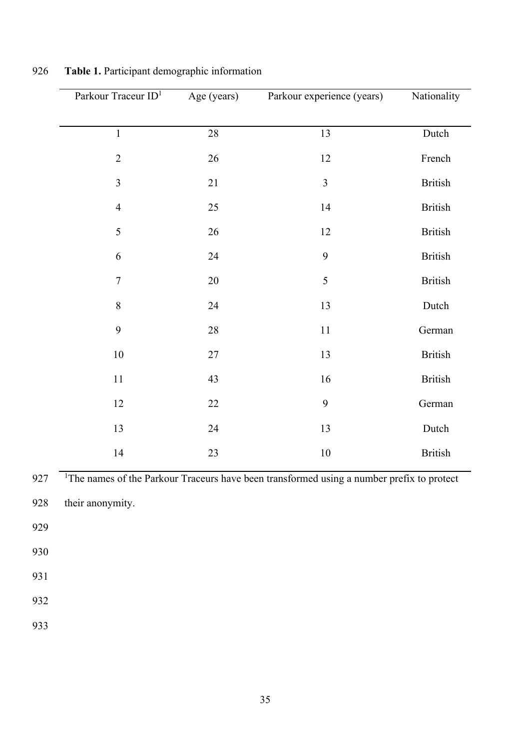**Table 1.** Participant demographic information

| Parkour Traceur ID[1] | Age (years) | Parkour experience (years) | Nationality |
|---|---|---|---|
| 1 | 28 | 13 | Dutch |
| 2 | 26 | 12 | French |
| 3 | 21 | 3 | British |
| 4 | 25 | 14 | British |
| 5 | 26 | 12 | British |
| 6 | 24 | 9 | British |
| 7 | 20 | 5 | British |
| 8 | 24 | 13 | Dutch |
| 9 | 28 | 11 | German |
| 10 | 27 | 13 | British |
| 11 | 43 | 16 | British |
| 12 | 22 | 9 | German |
| 13 | 24 | 13 | Dutch |
| 14 | 23 | 10 | British |

[1]The names of the Parkour Traceurs have been transformed using a number prefix to protect their anonymity.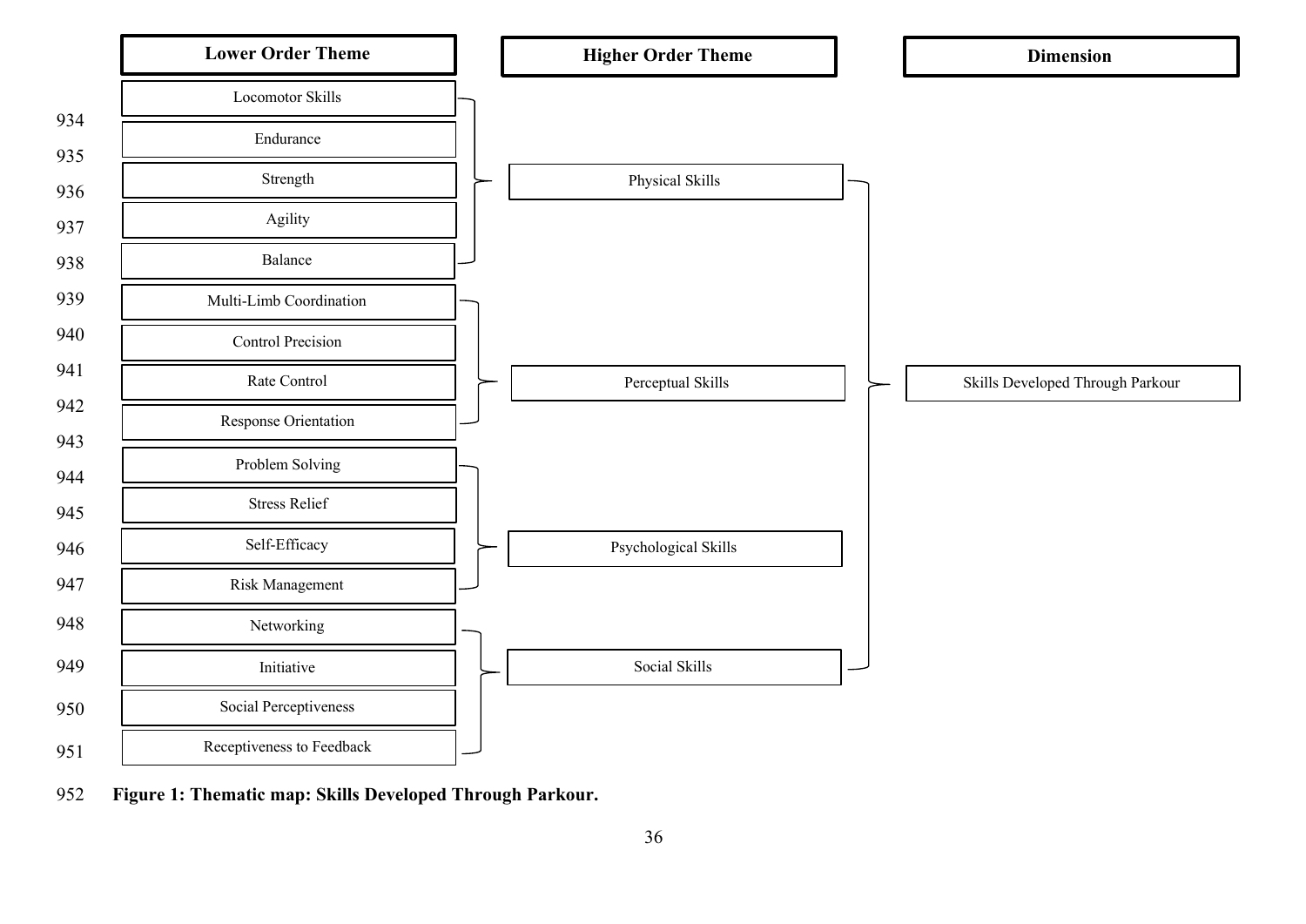| Lower Order Theme | Higher Order Theme | Dimension |
| --- | --- | --- |
| Locomotor Skills | Physical Skills | Skills Developed Through Parkour |
| Endurance | | |
| Strength | | |
| Agility | | |
| Balance | | |
| Multi-Limb Coordination | Perceptual Skills | |
| Control Precision | | |
| Rate Control | | |
| Response Orientation | | |
| Problem Solving | Psychological Skills | |
| Stress Relief | | |
| Self-Efficacy | | |
| Risk Management | | |
| Networking | Social Skills | |
| Initiative | | |
| Social Perceptiveness | | |
| Receptiveness to Feedback | | |

**Figure 1: Thematic map: Skills Developed Through Parkour.**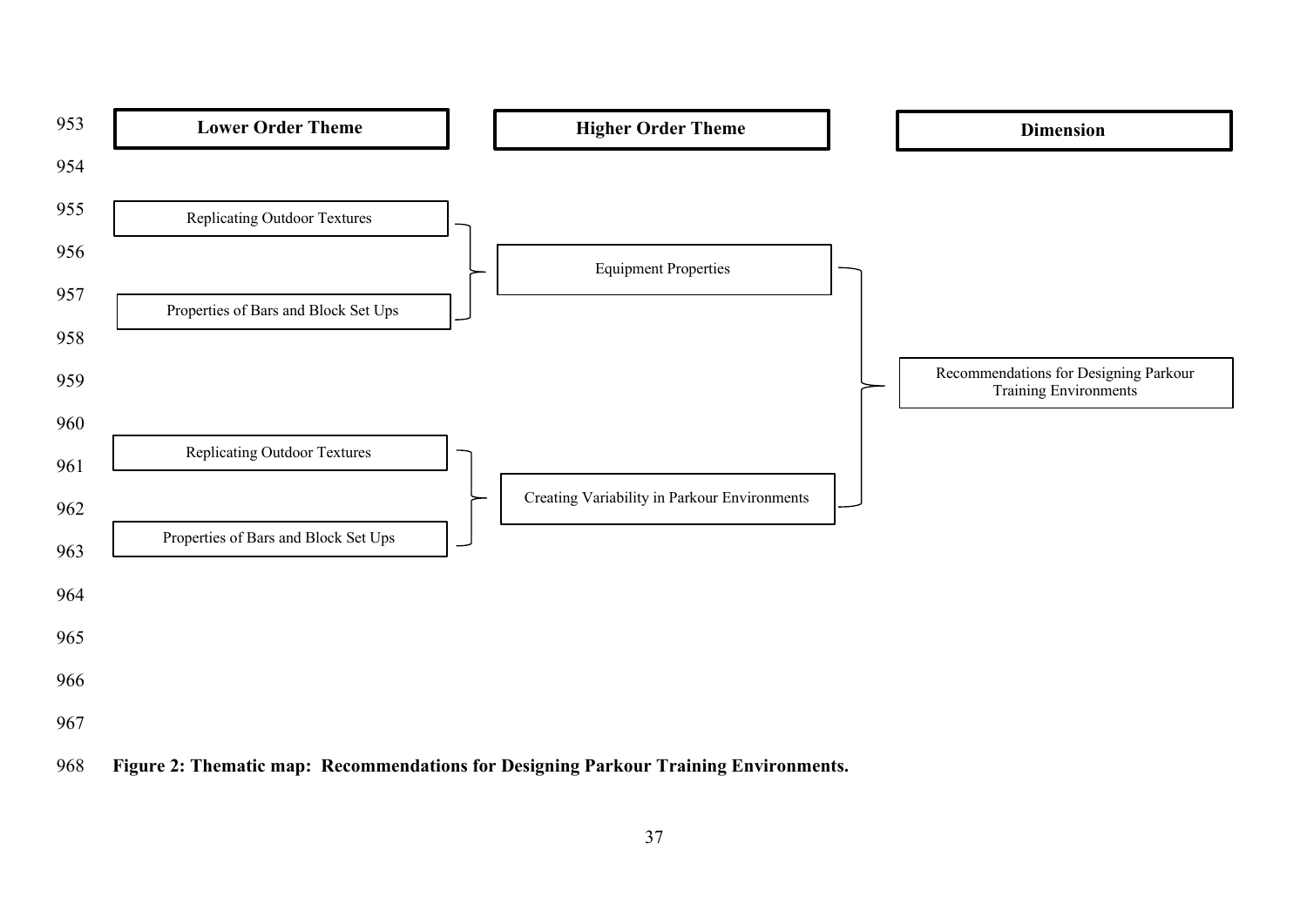Lower Order Theme

Higher Order Theme

Dimension

Replicating Outdoor Textures

Properties of Bars and Block Set Ups

Equipment Properties

Recommendations for Designing Parkour Training Environments

Replicating Outdoor Textures

Properties of Bars and Block Set Ups

Creating Variability in Parkour Environments

**Figure 2: Thematic map: Recommendations for Designing Parkour Training Environments.**